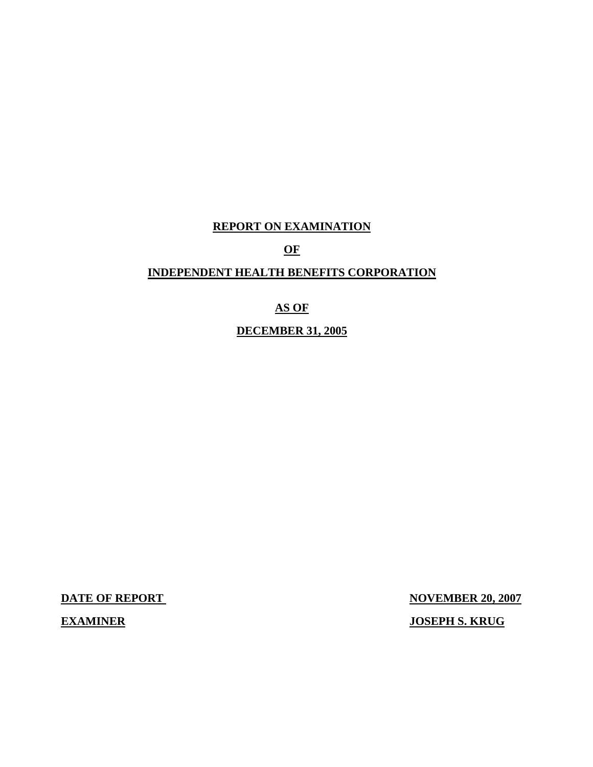# REPORT ON EXAMINATION

# OF

# INDEPENDENT HEALTH BENEFITS CORPORATION

# AS OF

# DECEMBER 31, 2005

| **DATE OF REPORT** | **NOVEMBER 20, 2007** |
| --- | --- |
| **EXAMINER** | **JOSEPH S. KRUG** |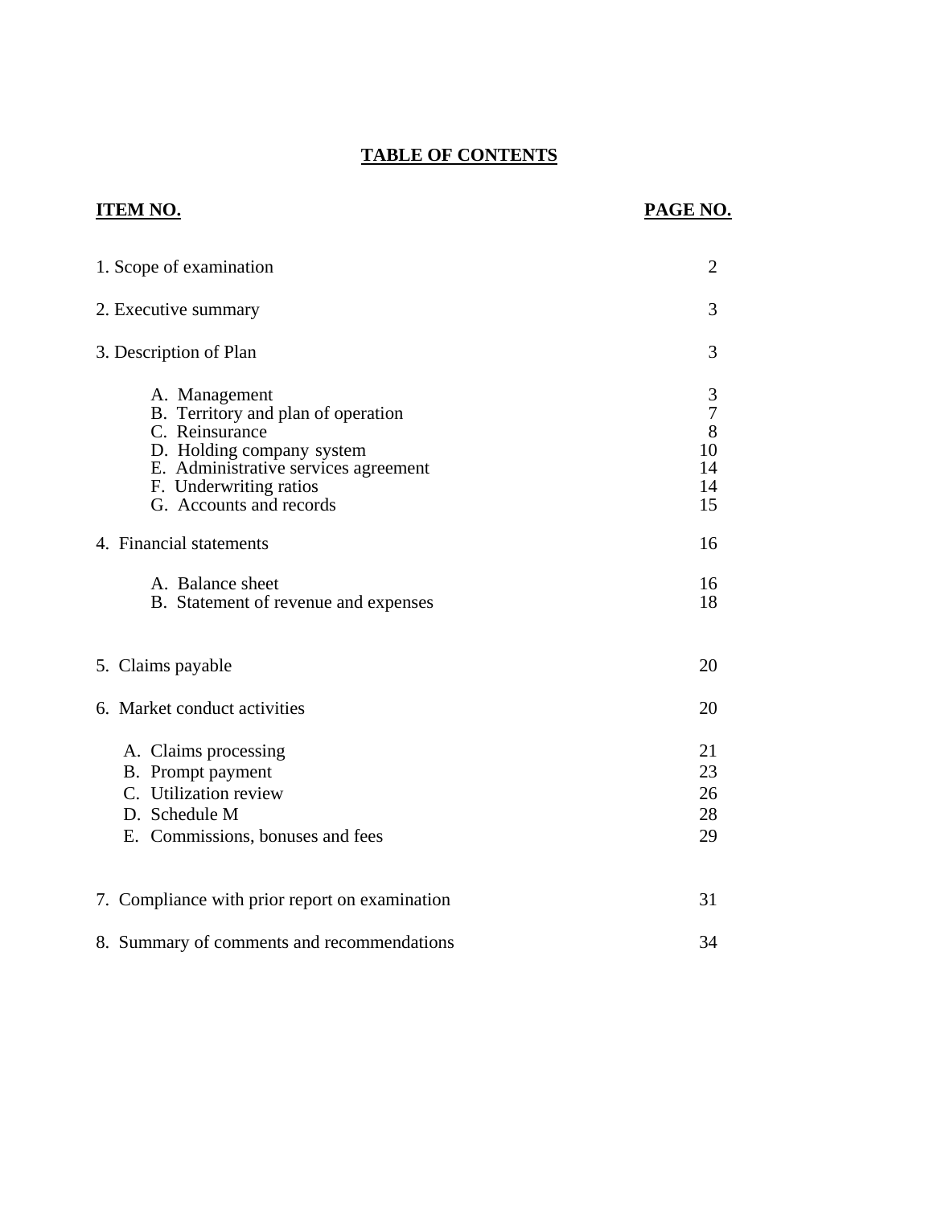## TABLE OF CONTENTS

| ITEM NO. | PAGE NO. |
|---|---|
| 1. Scope of examination | 2 |
| 2. Executive summary | 3 |
| 3. Description of Plan | 3 |
| A. Management | 3 |
| B. Territory and plan of operation | 7 |
| C. Reinsurance | 8 |
| D. Holding company system | 10 |
| E. Administrative services agreement | 14 |
| F. Underwriting ratios | 14 |
| G. Accounts and records | 15 |
| 4. Financial statements | 16 |
| A. Balance sheet | 16 |
| B. Statement of revenue and expenses | 18 |
| 5. Claims payable | 20 |
| 6. Market conduct activities | 20 |
| A. Claims processing | 21 |
| B. Prompt payment | 23 |
| C. Utilization review | 26 |
| D. Schedule M | 28 |
| E. Commissions, bonuses and fees | 29 |
| 7. Compliance with prior report on examination | 31 |
| 8. Summary of comments and recommendations | 34 |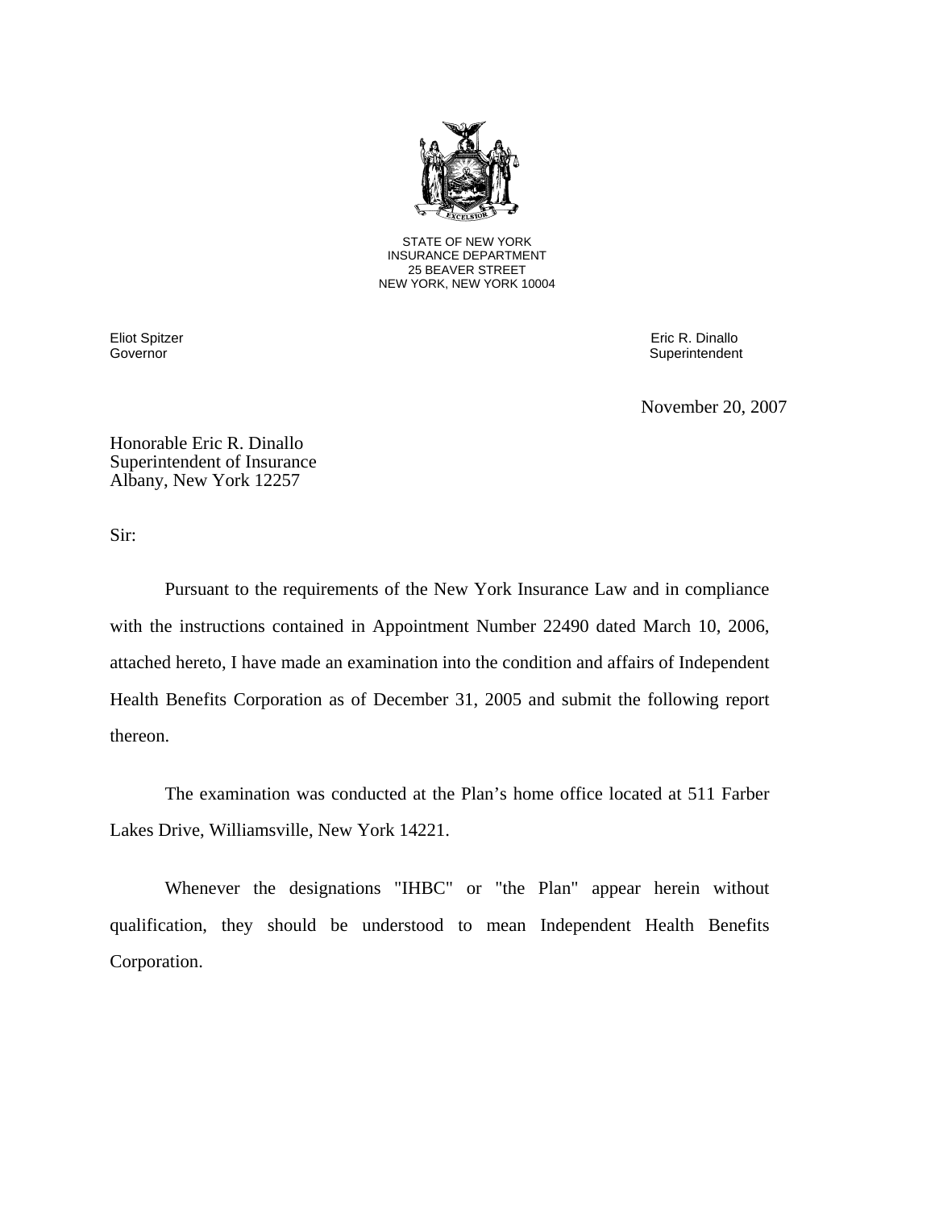STATE OF NEW YORK
INSURANCE DEPARTMENT
25 BEAVER STREET
NEW YORK, NEW YORK 10004

Eliot Spitzer
Governor

Eric R. Dinallo
Superintendent

November 20, 2007

Honorable Eric R. Dinallo
Superintendent of Insurance
Albany, New York 12257

Sir:

Pursuant to the requirements of the New York Insurance Law and in compliance with the instructions contained in Appointment Number 22490 dated March 10, 2006, attached hereto, I have made an examination into the condition and affairs of Independent Health Benefits Corporation as of December 31, 2005 and submit the following report thereon.

The examination was conducted at the Plan's home office located at 511 Farber Lakes Drive, Williamsville, New York 14221.

Whenever the designations "IHBC" or "the Plan" appear herein without qualification, they should be understood to mean Independent Health Benefits Corporation.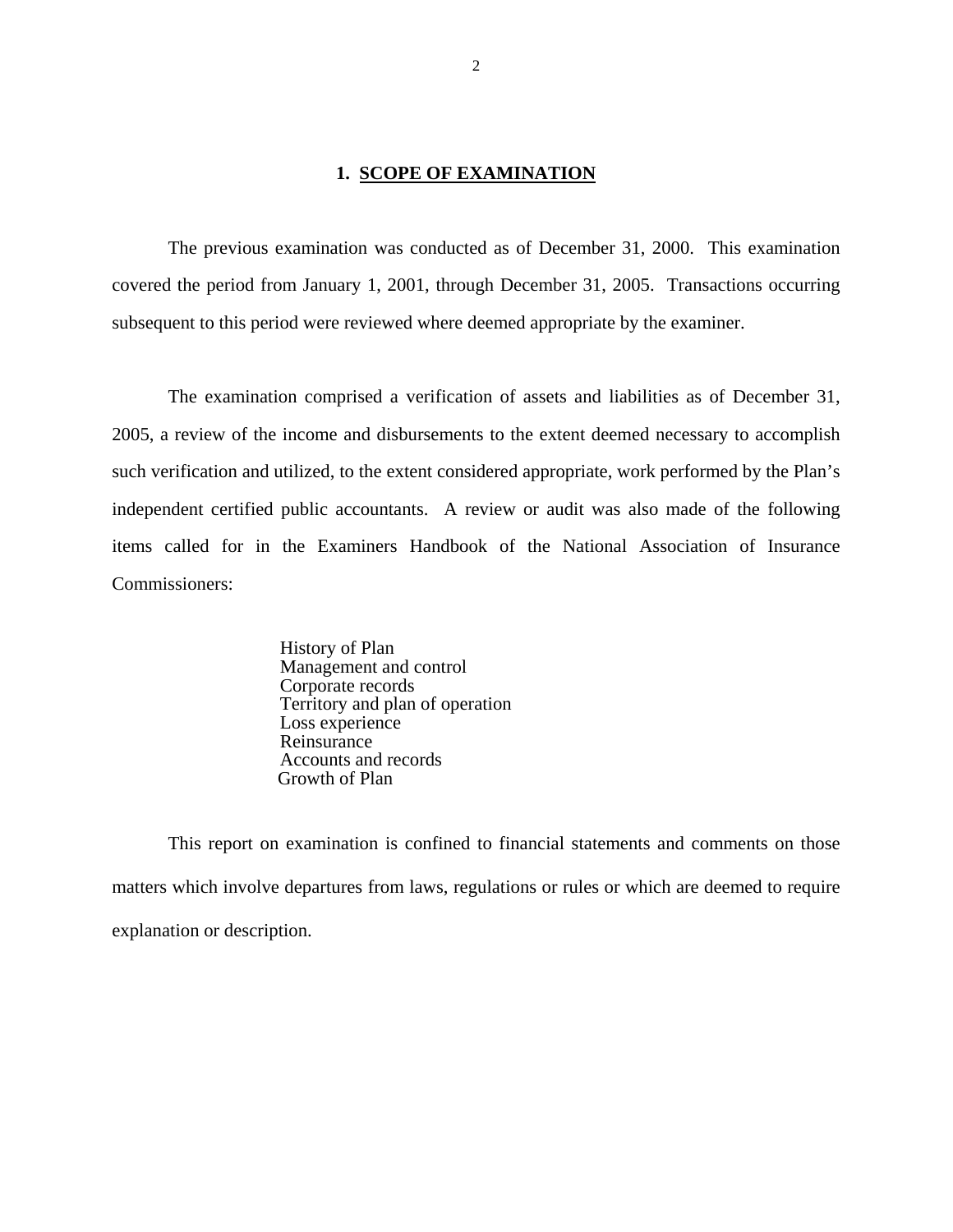## 1. SCOPE OF EXAMINATION

The previous examination was conducted as of December 31, 2000. This examination covered the period from January 1, 2001, through December 31, 2005. Transactions occurring subsequent to this period were reviewed where deemed appropriate by the examiner.

The examination comprised a verification of assets and liabilities as of December 31, 2005, a review of the income and disbursements to the extent deemed necessary to accomplish such verification and utilized, to the extent considered appropriate, work performed by the Plan's independent certified public accountants. A review or audit was also made of the following items called for in the Examiners Handbook of the National Association of Insurance Commissioners:

History of Plan
Management and control
Corporate records
Territory and plan of operation
Loss experience
Reinsurance
Accounts and records
Growth of Plan

This report on examination is confined to financial statements and comments on those matters which involve departures from laws, regulations or rules or which are deemed to require explanation or description.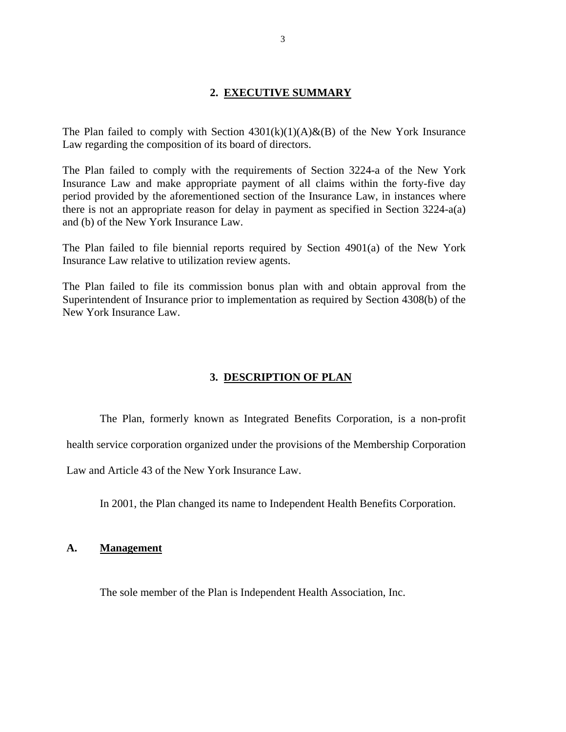## 2. EXECUTIVE SUMMARY

The Plan failed to comply with Section 4301(k)(1)(A)&(B) of the New York Insurance Law regarding the composition of its board of directors.

The Plan failed to comply with the requirements of Section 3224-a of the New York Insurance Law and make appropriate payment of all claims within the forty-five day period provided by the aforementioned section of the Insurance Law, in instances where there is not an appropriate reason for delay in payment as specified in Section 3224-a(a) and (b) of the New York Insurance Law.

The Plan failed to file biennial reports required by Section 4901(a) of the New York Insurance Law relative to utilization review agents.

The Plan failed to file its commission bonus plan with and obtain approval from the Superintendent of Insurance prior to implementation as required by Section 4308(b) of the New York Insurance Law.

## 3. DESCRIPTION OF PLAN

The Plan, formerly known as Integrated Benefits Corporation, is a non-profit health service corporation organized under the provisions of the Membership Corporation Law and Article 43 of the New York Insurance Law.

In 2001, the Plan changed its name to Independent Health Benefits Corporation.

### A. Management

The sole member of the Plan is Independent Health Association, Inc.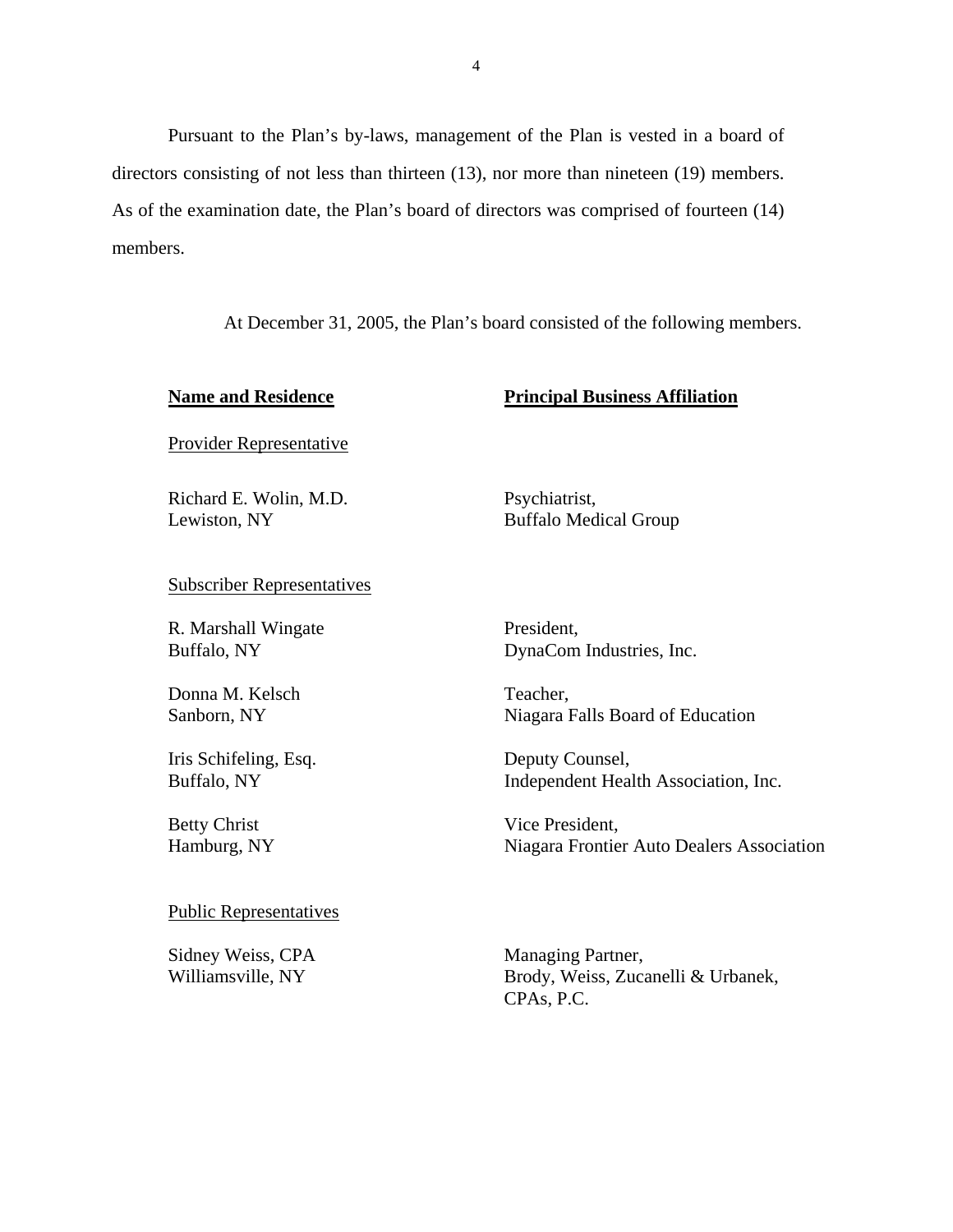Pursuant to the Plan's by-laws, management of the Plan is vested in a board of directors consisting of not less than thirteen (13), nor more than nineteen (19) members. As of the examination date, the Plan's board of directors was comprised of fourteen (14) members.

At December 31, 2005, the Plan's board consisted of the following members.

| Name and Residence | Principal Business Affiliation |
|---|---|
| *Provider Representative* | |
| Richard E. Wolin, M.D.<br>Lewiston, NY | Psychiatrist,<br>Buffalo Medical Group |
| *Subscriber Representatives* | |
| R. Marshall Wingate<br>Buffalo, NY | President,<br>DynaCom Industries, Inc. |
| Donna M. Kelsch<br>Sanborn, NY | Teacher,<br>Niagara Falls Board of Education |
| Iris Schifeling, Esq.<br>Buffalo, NY | Deputy Counsel,<br>Independent Health Association, Inc. |
| Betty Christ<br>Hamburg, NY | Vice President,<br>Niagara Frontier Auto Dealers Association |
| *Public Representatives* | |
| Sidney Weiss, CPA<br>Williamsville, NY | Managing Partner,<br>Brody, Weiss, Zucanelli & Urbanek, CPAs, P.C. |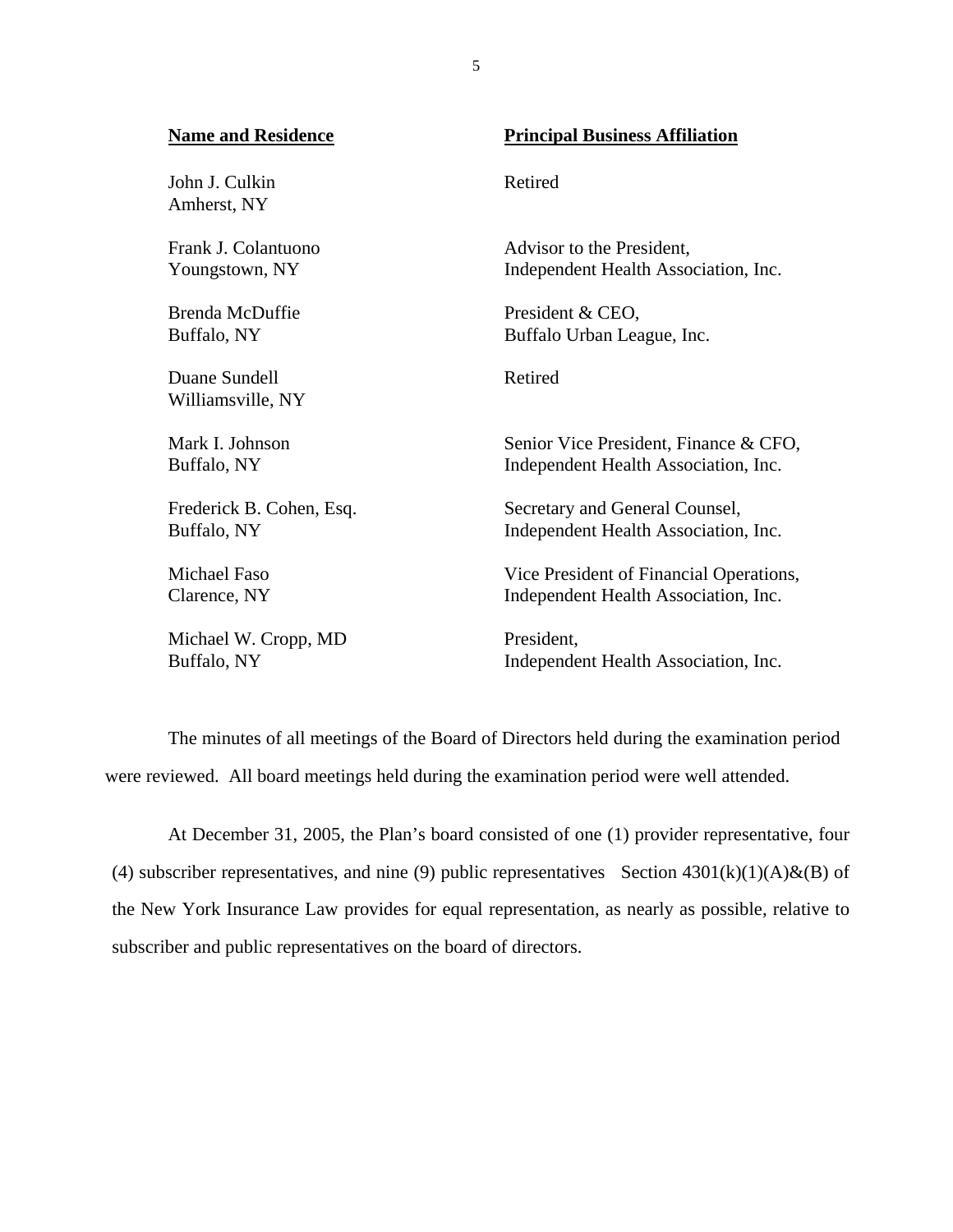| **Name and Residence** | **Principal Business Affiliation** |
|---|---|
| John J. Culkin<br>Amherst, NY | Retired |
| Frank J. Colantuono<br>Youngstown, NY | Advisor to the President,<br>Independent Health Association, Inc. |
| Brenda McDuffie<br>Buffalo, NY | President & CEO,<br>Buffalo Urban League, Inc. |
| Duane Sundell<br>Williamsville, NY | Retired |
| Mark I. Johnson<br>Buffalo, NY | Senior Vice President, Finance & CFO,<br>Independent Health Association, Inc. |
| Frederick B. Cohen, Esq.<br>Buffalo, NY | Secretary and General Counsel,<br>Independent Health Association, Inc. |
| Michael Faso<br>Clarence, NY | Vice President of Financial Operations,<br>Independent Health Association, Inc. |
| Michael W. Cropp, MD<br>Buffalo, NY | President,<br>Independent Health Association, Inc. |

The minutes of all meetings of the Board of Directors held during the examination period were reviewed. All board meetings held during the examination period were well attended.

At December 31, 2005, the Plan's board consisted of one (1) provider representative, four (4) subscriber representatives, and nine (9) public representatives Section 4301(k)(1)(A)&(B) of the New York Insurance Law provides for equal representation, as nearly as possible, relative to subscriber and public representatives on the board of directors.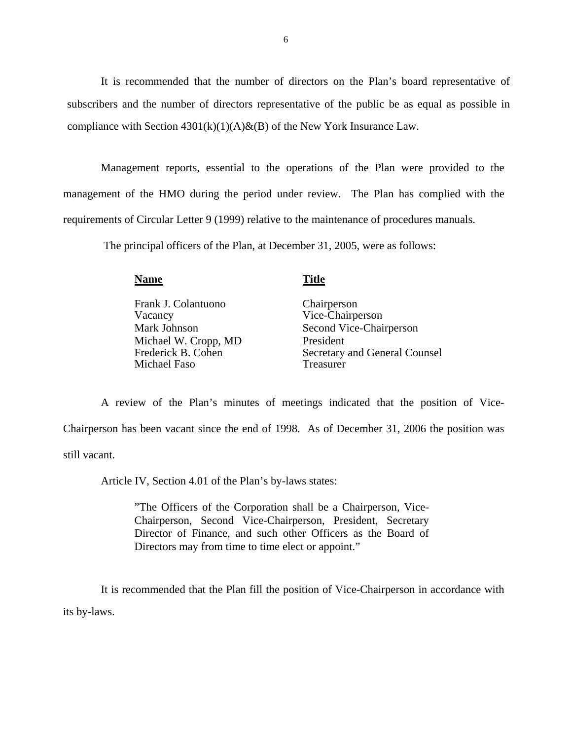It is recommended that the number of directors on the Plan's board representative of subscribers and the number of directors representative of the public be as equal as possible in compliance with Section 4301(k)(1)(A)&(B) of the New York Insurance Law.

Management reports, essential to the operations of the Plan were provided to the management of the HMO during the period under review. The Plan has complied with the requirements of Circular Letter 9 (1999) relative to the maintenance of procedures manuals.

The principal officers of the Plan, at December 31, 2005, were as follows:

| Name | Title |
|---|---|
| Frank J. Colantuono | Chairperson |
| Vacancy | Vice-Chairperson |
| Mark Johnson | Second Vice-Chairperson |
| Michael W. Cropp, MD | President |
| Frederick B. Cohen | Secretary and General Counsel |
| Michael Faso | Treasurer |

A review of the Plan's minutes of meetings indicated that the position of Vice-Chairperson has been vacant since the end of 1998. As of December 31, 2006 the position was still vacant.

Article IV, Section 4.01 of the Plan's by-laws states:

> "The Officers of the Corporation shall be a Chairperson, Vice-Chairperson, Second Vice-Chairperson, President, Secretary Director of Finance, and such other Officers as the Board of Directors may from time to time elect or appoint."

It is recommended that the Plan fill the position of Vice-Chairperson in accordance with its by-laws.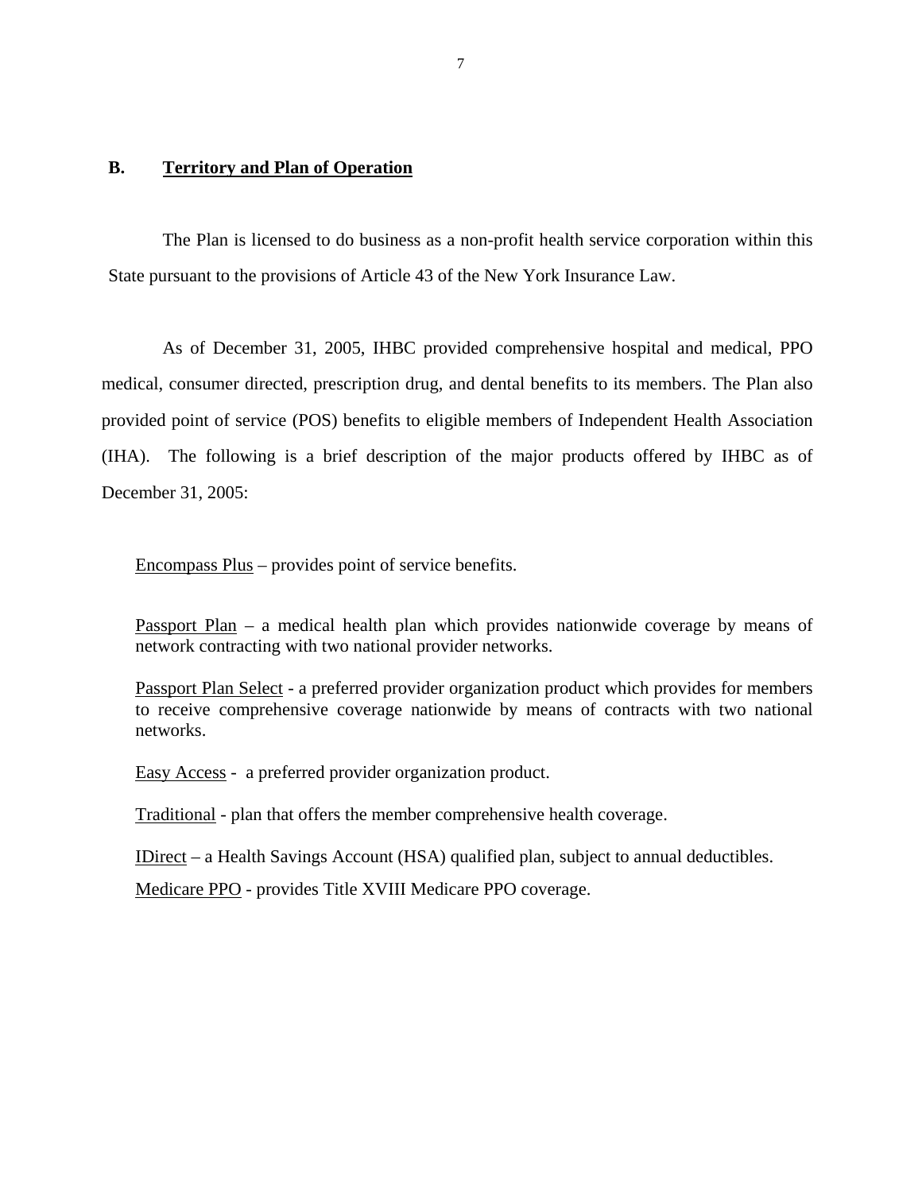## B. Territory and Plan of Operation

The Plan is licensed to do business as a non-profit health service corporation within this State pursuant to the provisions of Article 43 of the New York Insurance Law.

As of December 31, 2005, IHBC provided comprehensive hospital and medical, PPO medical, consumer directed, prescription drug, and dental benefits to its members. The Plan also provided point of service (POS) benefits to eligible members of Independent Health Association (IHA). The following is a brief description of the major products offered by IHBC as of December 31, 2005:

Encompass Plus – provides point of service benefits.

Passport Plan – a medical health plan which provides nationwide coverage by means of network contracting with two national provider networks.

Passport Plan Select - a preferred provider organization product which provides for members to receive comprehensive coverage nationwide by means of contracts with two national networks.

Easy Access - a preferred provider organization product.

Traditional - plan that offers the member comprehensive health coverage.

IDirect – a Health Savings Account (HSA) qualified plan, subject to annual deductibles.

Medicare PPO - provides Title XVIII Medicare PPO coverage.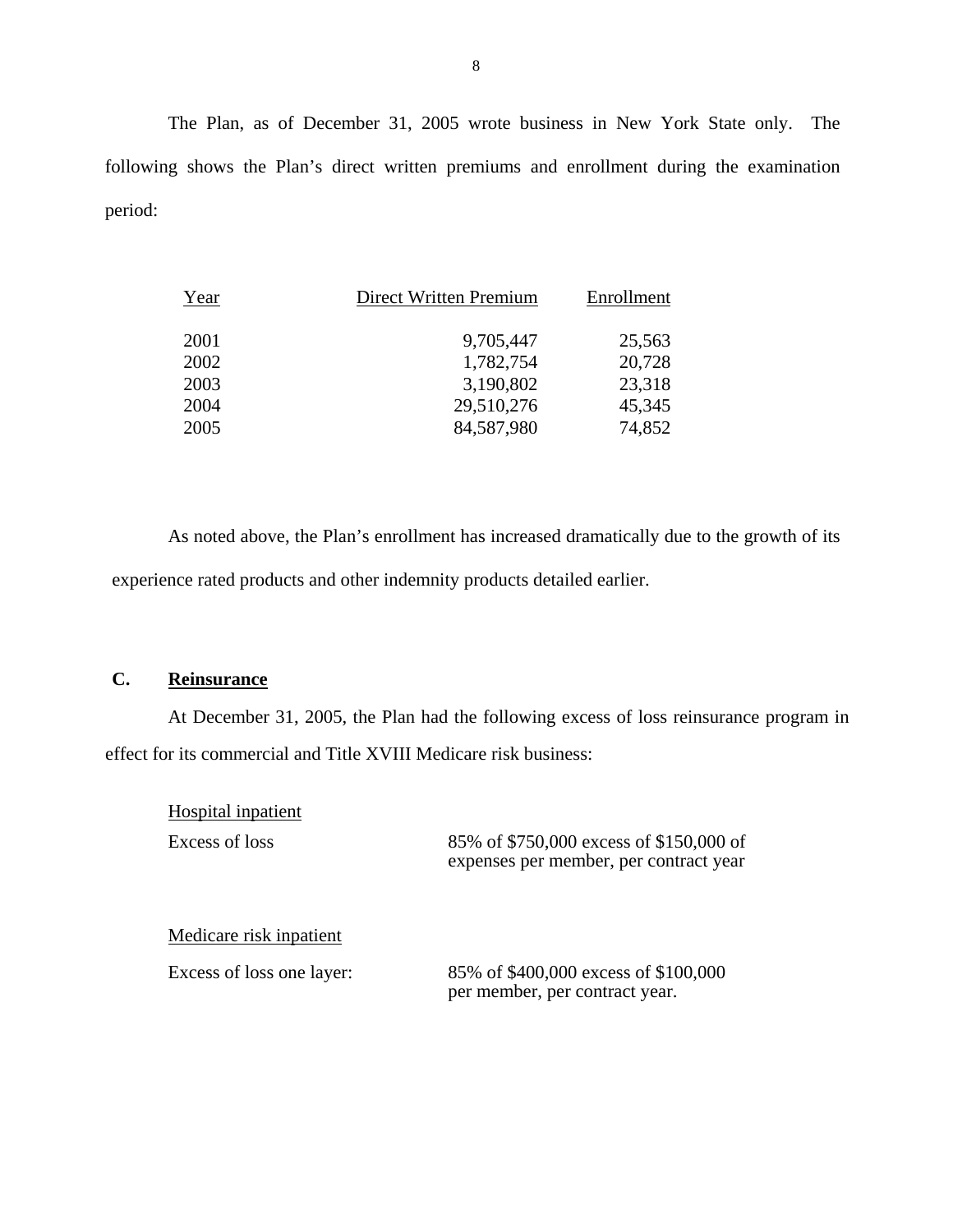The Plan, as of December 31, 2005 wrote business in New York State only. The following shows the Plan's direct written premiums and enrollment during the examination period:

| Year | Direct Written Premium | Enrollment |
|---|---|---|
| 2001 | 9,705,447 | 25,563 |
| 2002 | 1,782,754 | 20,728 |
| 2003 | 3,190,802 | 23,318 |
| 2004 | 29,510,276 | 45,345 |
| 2005 | 84,587,980 | 74,852 |

As noted above, the Plan's enrollment has increased dramatically due to the growth of its experience rated products and other indemnity products detailed earlier.

## C. Reinsurance

At December 31, 2005, the Plan had the following excess of loss reinsurance program in effect for its commercial and Title XVIII Medicare risk business:

Hospital inpatient

| | |
|---|---|
| Excess of loss | 85% of $750,000 excess of $150,000 of expenses per member, per contract year |

Medicare risk inpatient

| | |
|---|---|
| Excess of loss one layer: | 85% of $400,000 excess of $100,000 per member, per contract year. |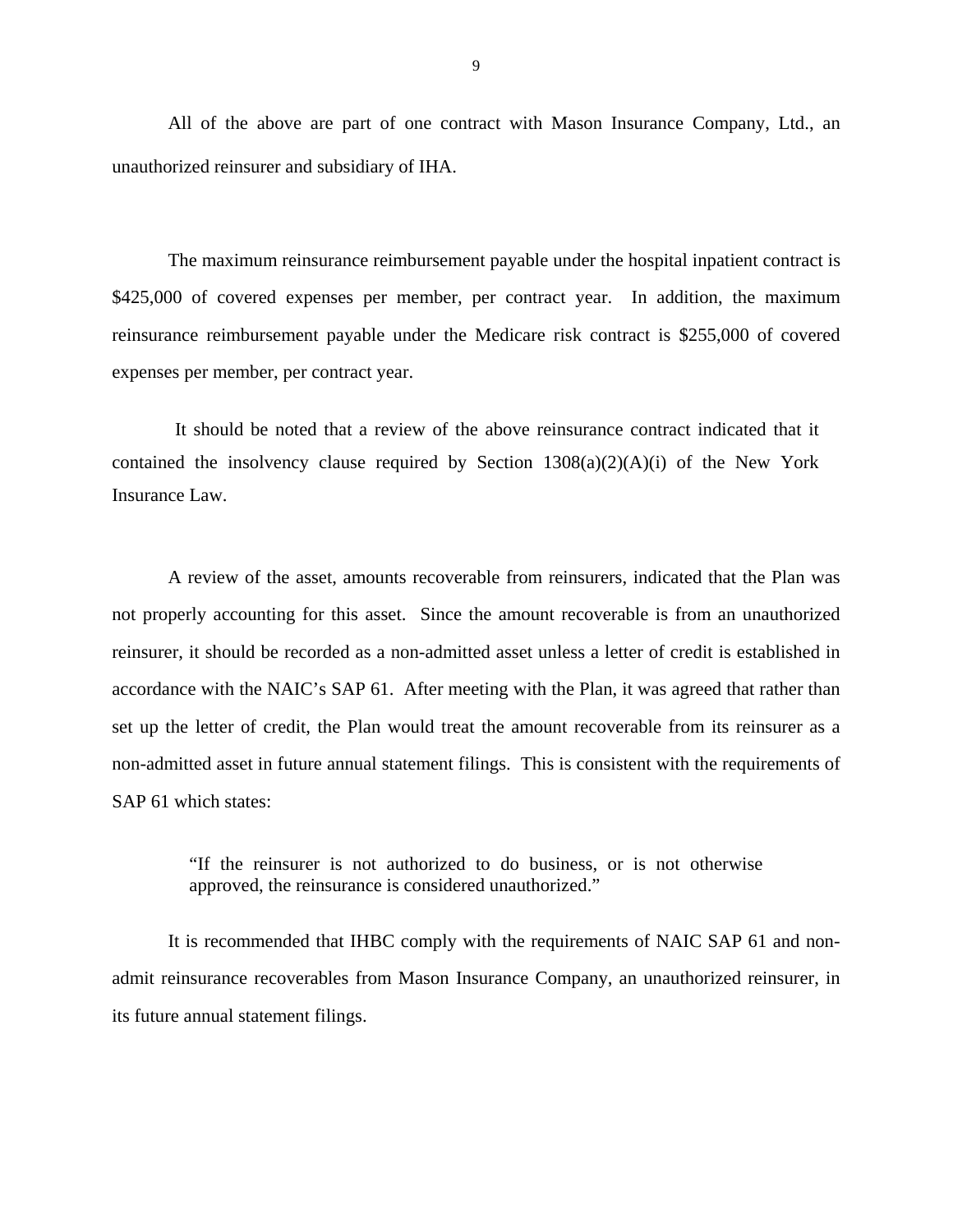All of the above are part of one contract with Mason Insurance Company, Ltd., an unauthorized reinsurer and subsidiary of IHA.

The maximum reinsurance reimbursement payable under the hospital inpatient contract is $425,000 of covered expenses per member, per contract year. In addition, the maximum reinsurance reimbursement payable under the Medicare risk contract is $255,000 of covered expenses per member, per contract year.

It should be noted that a review of the above reinsurance contract indicated that it contained the insolvency clause required by Section 1308(a)(2)(A)(i) of the New York Insurance Law.

A review of the asset, amounts recoverable from reinsurers, indicated that the Plan was not properly accounting for this asset. Since the amount recoverable is from an unauthorized reinsurer, it should be recorded as a non-admitted asset unless a letter of credit is established in accordance with the NAIC's SAP 61. After meeting with the Plan, it was agreed that rather than set up the letter of credit, the Plan would treat the amount recoverable from its reinsurer as a non-admitted asset in future annual statement filings. This is consistent with the requirements of SAP 61 which states:

> "If the reinsurer is not authorized to do business, or is not otherwise approved, the reinsurance is considered unauthorized."

It is recommended that IHBC comply with the requirements of NAIC SAP 61 and non-admit reinsurance recoverables from Mason Insurance Company, an unauthorized reinsurer, in its future annual statement filings.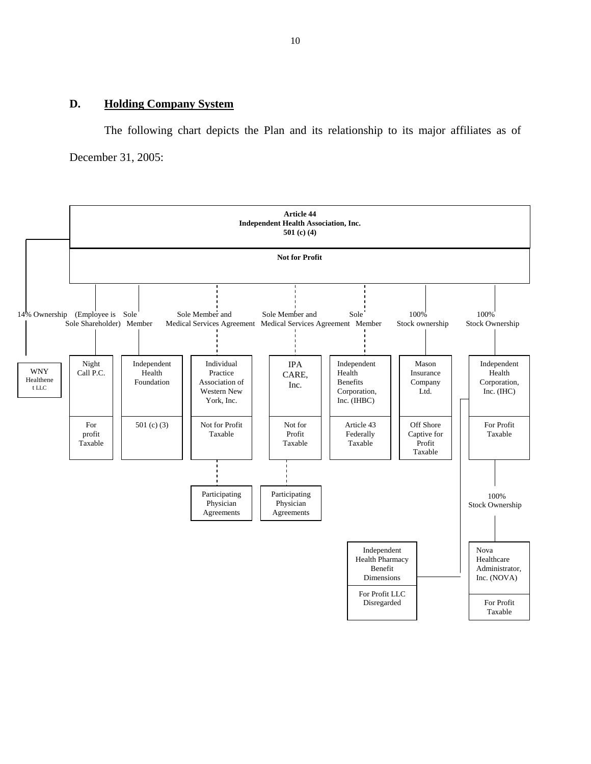## D. Holding Company System

The following chart depicts the Plan and its relationship to its major affiliates as of December 31, 2005:

**Article 44**
**Independent Health Association, Inc.**
**501 (c) (4)**

**Not for Profit**

14% Ownership — WNY Healthenet LLC

(Employee is Sole Shareholder) — Night Call P.C. — For profit Taxable

Sole Member — Independent Health Foundation — 501 (c) (3)

Sole Member and Medical Services Agreement — Individual Practice Association of Western New York, Inc. — Not for Profit Taxable — Participating Physician Agreements

Sole Member and Medical Services Agreement — IPA CARE, Inc. — Not for Profit Taxable — Participating Physician Agreements

Sole Member — Independent Health Benefits Corporation, Inc. (IHBC) — Article 43 Federally Taxable

100% Stock ownership — Mason Insurance Company Ltd. — Off Shore Captive for Profit Taxable

100% Stock Ownership — Independent Health Corporation, Inc. (IHC) — For Profit Taxable

- 100% Stock Ownership — Nova Healthcare Administrator, Inc. (NOVA) — For Profit Taxable
- Independent Health Pharmacy Benefit Dimensions — For Profit LLC Disregarded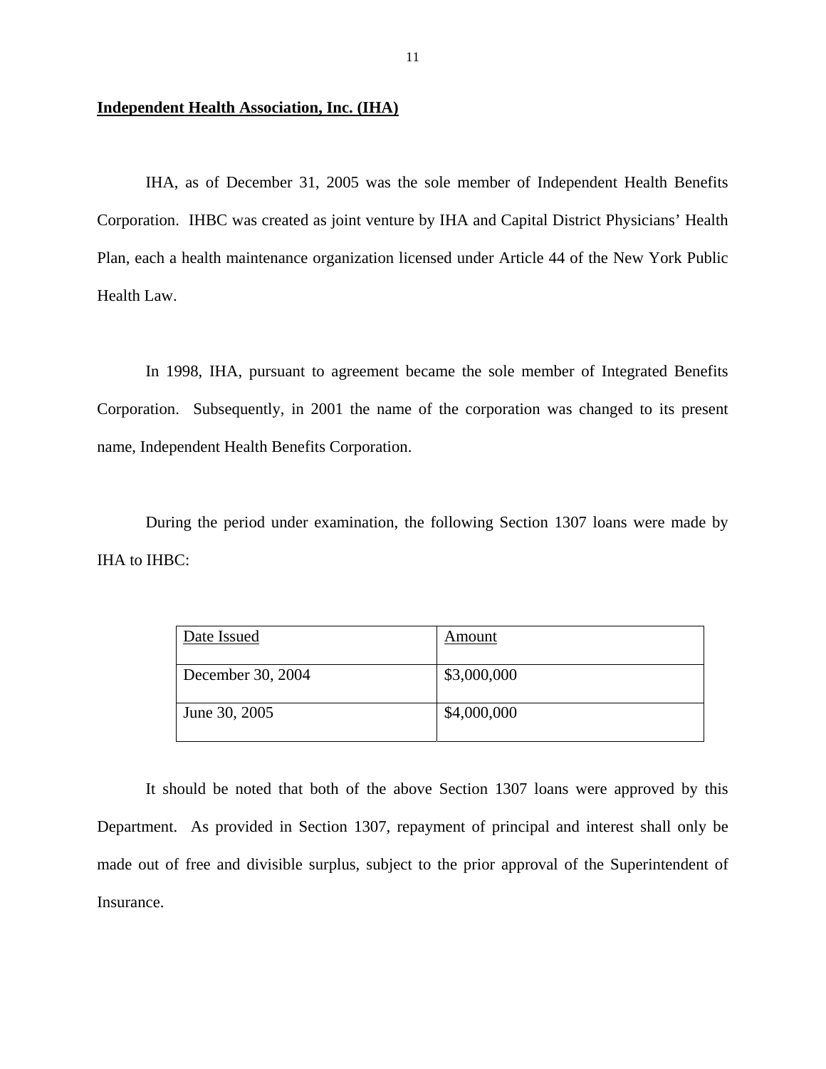**Independent Health Association, Inc. (IHA)**

IHA, as of December 31, 2005 was the sole member of Independent Health Benefits Corporation. IHBC was created as joint venture by IHA and Capital District Physicians' Health Plan, each a health maintenance organization licensed under Article 44 of the New York Public Health Law.

In 1998, IHA, pursuant to agreement became the sole member of Integrated Benefits Corporation. Subsequently, in 2001 the name of the corporation was changed to its present name, Independent Health Benefits Corporation.

During the period under examination, the following Section 1307 loans were made by IHA to IHBC:

| Date Issued | Amount |
|---|---|
| December 30, 2004 | $3,000,000 |
| June 30, 2005 | $4,000,000 |

It should be noted that both of the above Section 1307 loans were approved by this Department. As provided in Section 1307, repayment of principal and interest shall only be made out of free and divisible surplus, subject to the prior approval of the Superintendent of Insurance.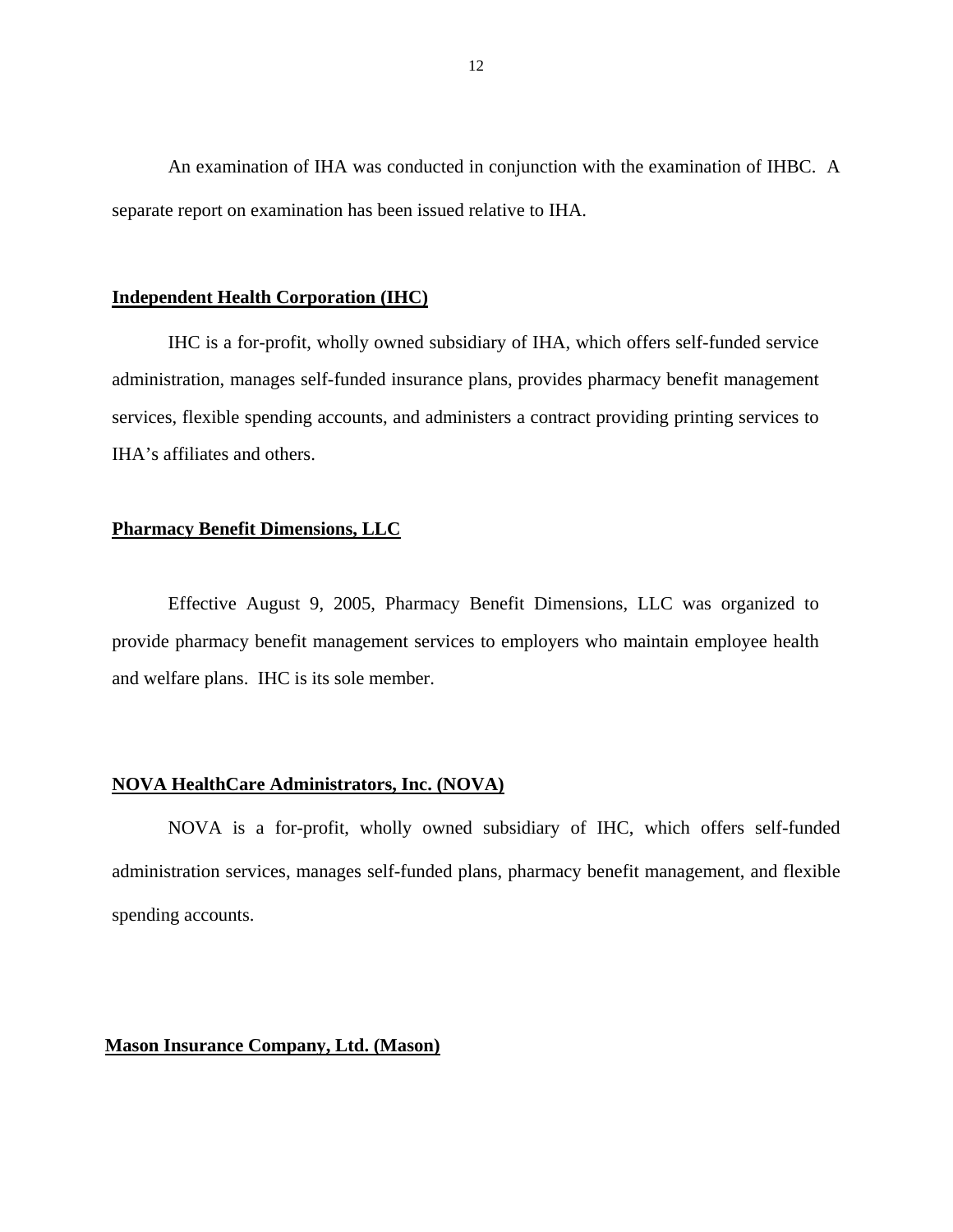An examination of IHA was conducted in conjunction with the examination of IHBC. A separate report on examination has been issued relative to IHA.

**Independent Health Corporation (IHC)**

IHC is a for-profit, wholly owned subsidiary of IHA, which offers self-funded service administration, manages self-funded insurance plans, provides pharmacy benefit management services, flexible spending accounts, and administers a contract providing printing services to IHA's affiliates and others.

**Pharmacy Benefit Dimensions, LLC**

Effective August 9, 2005, Pharmacy Benefit Dimensions, LLC was organized to provide pharmacy benefit management services to employers who maintain employee health and welfare plans. IHC is its sole member.

**NOVA HealthCare Administrators, Inc. (NOVA)**

NOVA is a for-profit, wholly owned subsidiary of IHC, which offers self-funded administration services, manages self-funded plans, pharmacy benefit management, and flexible spending accounts.

**Mason Insurance Company, Ltd. (Mason)**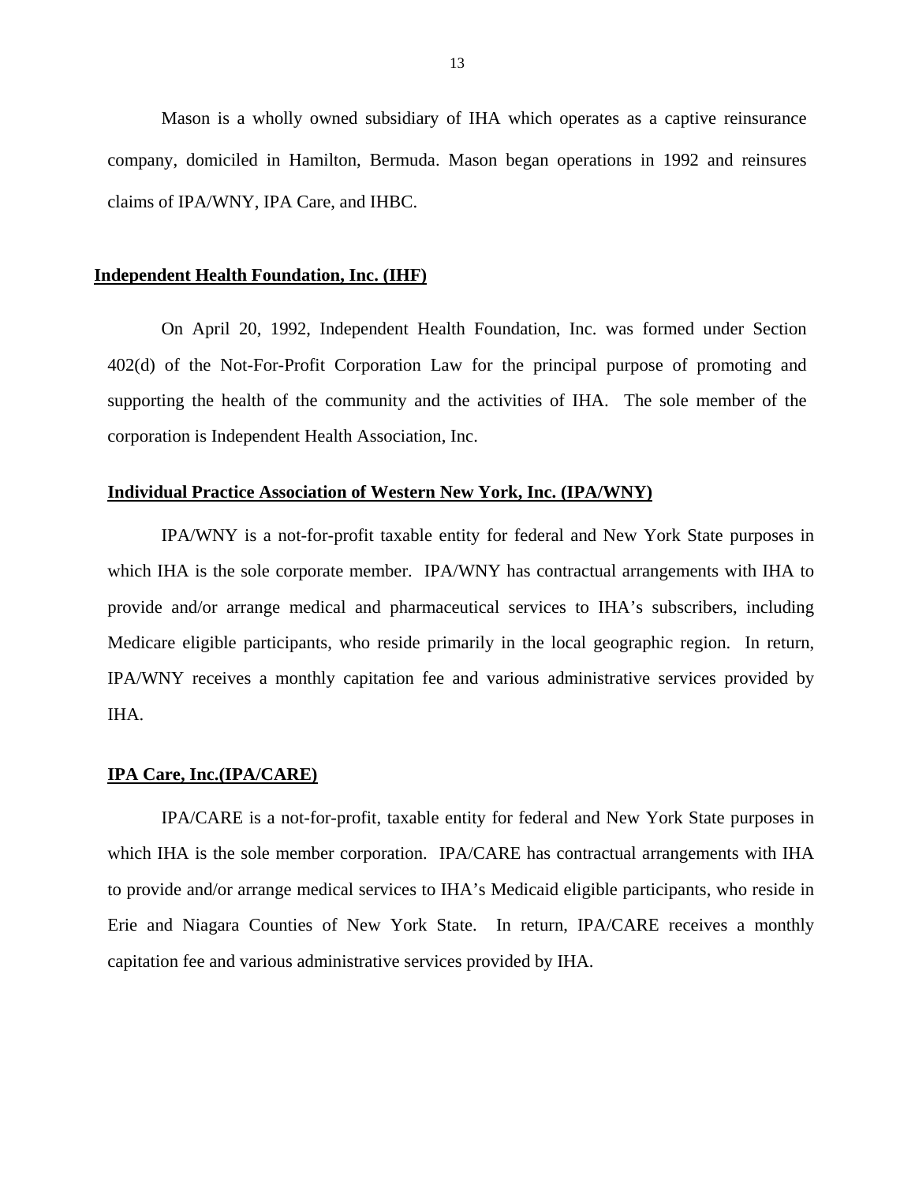Mason is a wholly owned subsidiary of IHA which operates as a captive reinsurance company, domiciled in Hamilton, Bermuda. Mason began operations in 1992 and reinsures claims of IPA/WNY, IPA Care, and IHBC.

**Independent Health Foundation, Inc. (IHF)**

On April 20, 1992, Independent Health Foundation, Inc. was formed under Section 402(d) of the Not-For-Profit Corporation Law for the principal purpose of promoting and supporting the health of the community and the activities of IHA. The sole member of the corporation is Independent Health Association, Inc.

**Individual Practice Association of Western New York, Inc. (IPA/WNY)**

IPA/WNY is a not-for-profit taxable entity for federal and New York State purposes in which IHA is the sole corporate member. IPA/WNY has contractual arrangements with IHA to provide and/or arrange medical and pharmaceutical services to IHA's subscribers, including Medicare eligible participants, who reside primarily in the local geographic region. In return, IPA/WNY receives a monthly capitation fee and various administrative services provided by IHA.

**IPA Care, Inc.(IPA/CARE)**

IPA/CARE is a not-for-profit, taxable entity for federal and New York State purposes in which IHA is the sole member corporation. IPA/CARE has contractual arrangements with IHA to provide and/or arrange medical services to IHA's Medicaid eligible participants, who reside in Erie and Niagara Counties of New York State. In return, IPA/CARE receives a monthly capitation fee and various administrative services provided by IHA.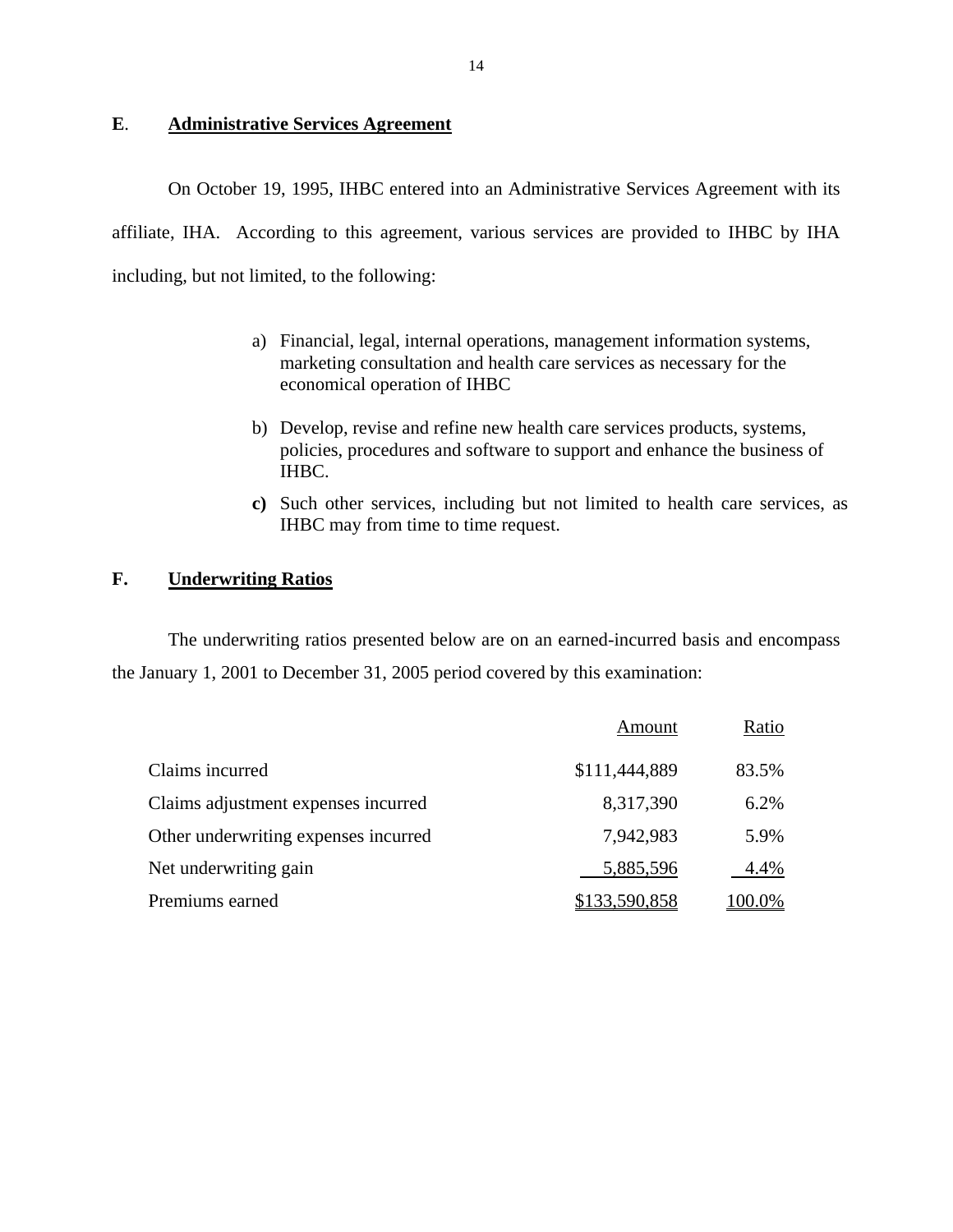## E. Administrative Services Agreement

On October 19, 1995, IHBC entered into an Administrative Services Agreement with its affiliate, IHA. According to this agreement, various services are provided to IHBC by IHA including, but not limited, to the following:

a) Financial, legal, internal operations, management information systems, marketing consultation and health care services as necessary for the economical operation of IHBC

b) Develop, revise and refine new health care services products, systems, policies, procedures and software to support and enhance the business of IHBC.

c) Such other services, including but not limited to health care services, as IHBC may from time to time request.

## F. Underwriting Ratios

The underwriting ratios presented below are on an earned-incurred basis and encompass the January 1, 2001 to December 31, 2005 period covered by this examination:

| | Amount | Ratio |
|---|---|---|
| Claims incurred | $111,444,889 | 83.5% |
| Claims adjustment expenses incurred | 8,317,390 | 6.2% |
| Other underwriting expenses incurred | 7,942,983 | 5.9% |
| Net underwriting gain | 5,885,596 | 4.4% |
| Premiums earned | $133,590,858 | 100.0% |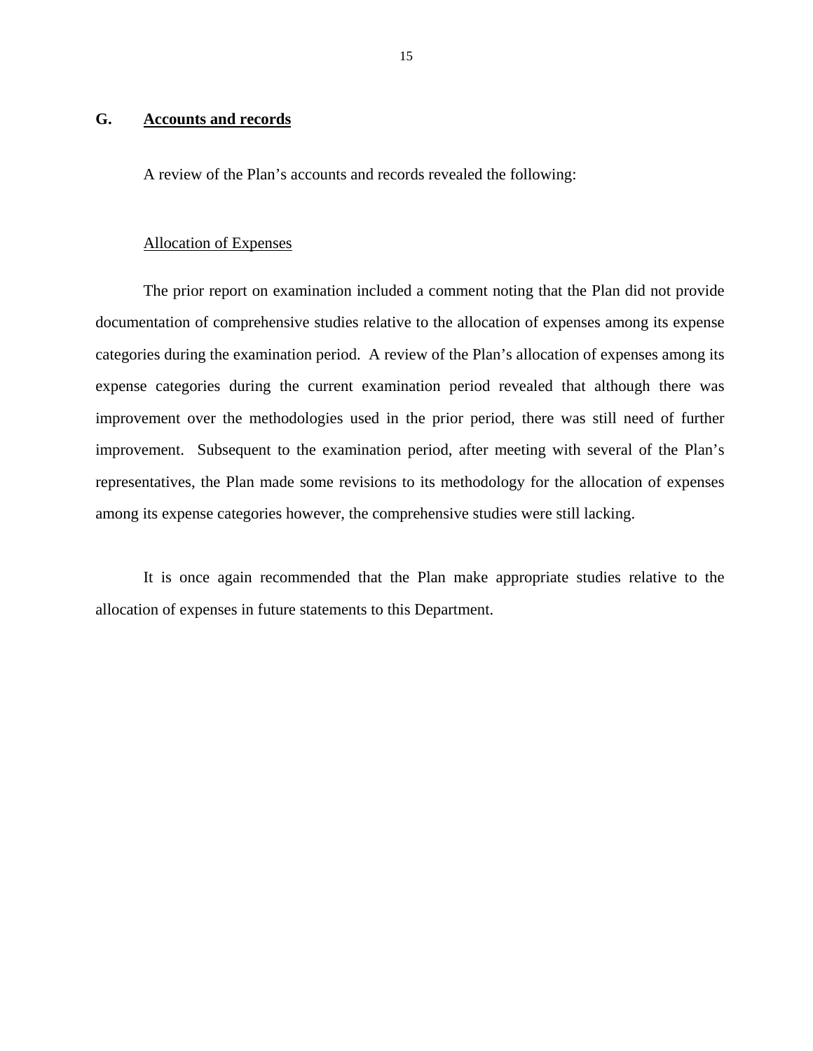## G. Accounts and records

A review of the Plan's accounts and records revealed the following:

Allocation of Expenses

The prior report on examination included a comment noting that the Plan did not provide documentation of comprehensive studies relative to the allocation of expenses among its expense categories during the examination period. A review of the Plan's allocation of expenses among its expense categories during the current examination period revealed that although there was improvement over the methodologies used in the prior period, there was still need of further improvement. Subsequent to the examination period, after meeting with several of the Plan's representatives, the Plan made some revisions to its methodology for the allocation of expenses among its expense categories however, the comprehensive studies were still lacking.

It is once again recommended that the Plan make appropriate studies relative to the allocation of expenses in future statements to this Department.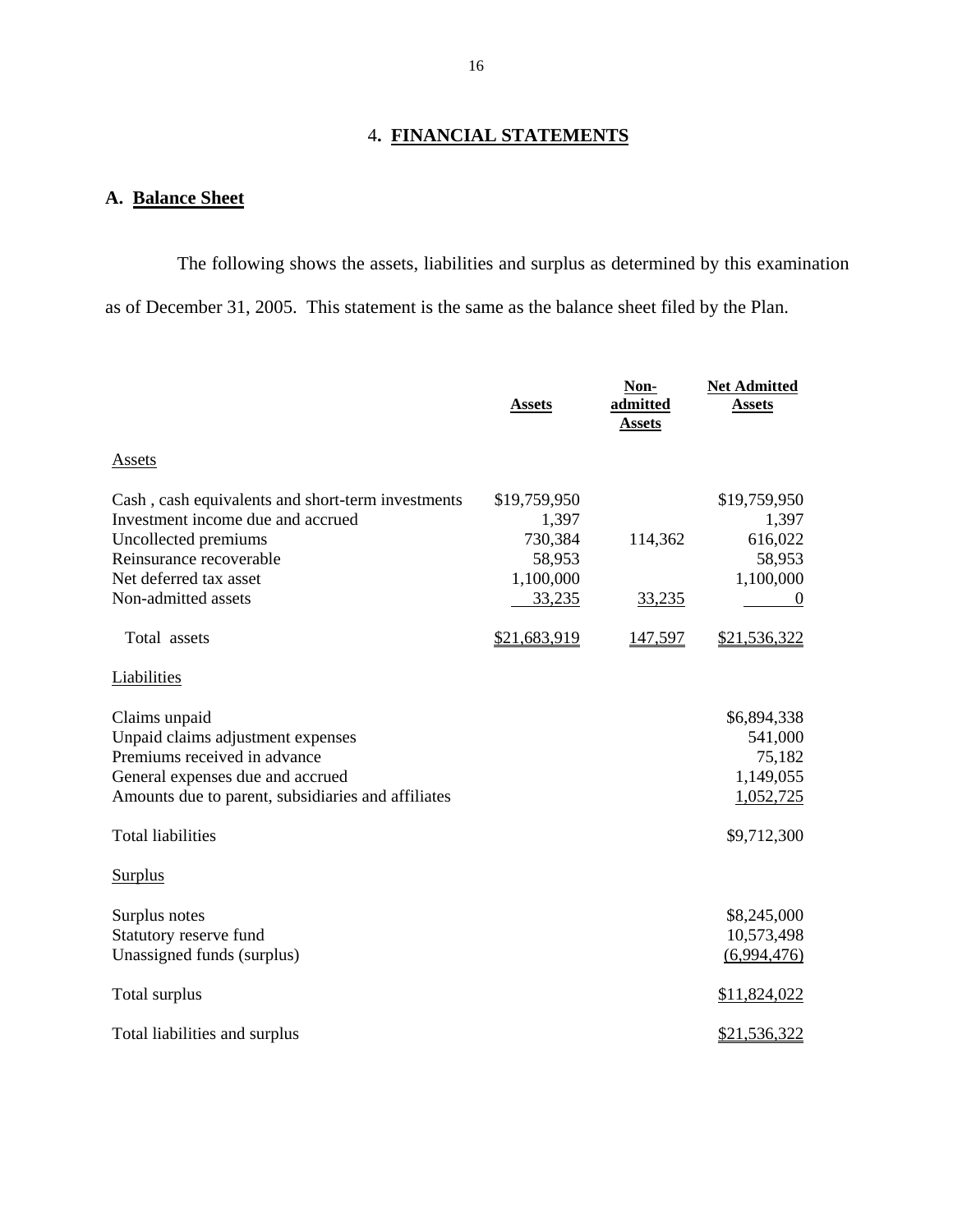## 4. **FINANCIAL STATEMENTS**

### A. **Balance Sheet**

The following shows the assets, liabilities and surplus as determined by this examination as of December 31, 2005. This statement is the same as the balance sheet filed by the Plan.

| | Assets | Non-admitted Assets | Net Admitted Assets |
|---|---|---|---|
| Assets | | | |
| Cash , cash equivalents and short-term investments | $19,759,950 | | $19,759,950 |
| Investment income due and accrued | 1,397 | | 1,397 |
| Uncollected premiums | 730,384 | 114,362 | 616,022 |
| Reinsurance recoverable | 58,953 | | 58,953 |
| Net deferred tax asset | 1,100,000 | | 1,100,000 |
| Non-admitted assets | 33,235 | 33,235 | 0 |
| Total assets | $21,683,919 | 147,597 | $21,536,322 |
| Liabilities | | | |
| Claims unpaid | | | $6,894,338 |
| Unpaid claims adjustment expenses | | | 541,000 |
| Premiums received in advance | | | 75,182 |
| General expenses due and accrued | | | 1,149,055 |
| Amounts due to parent, subsidiaries and affiliates | | | 1,052,725 |
| Total liabilities | | | $9,712,300 |
| Surplus | | | |
| Surplus notes | | | $8,245,000 |
| Statutory reserve fund | | | 10,573,498 |
| Unassigned funds (surplus) | | | (6,994,476) |
| Total surplus | | | $11,824,022 |
| Total liabilities and surplus | | | $21,536,322 |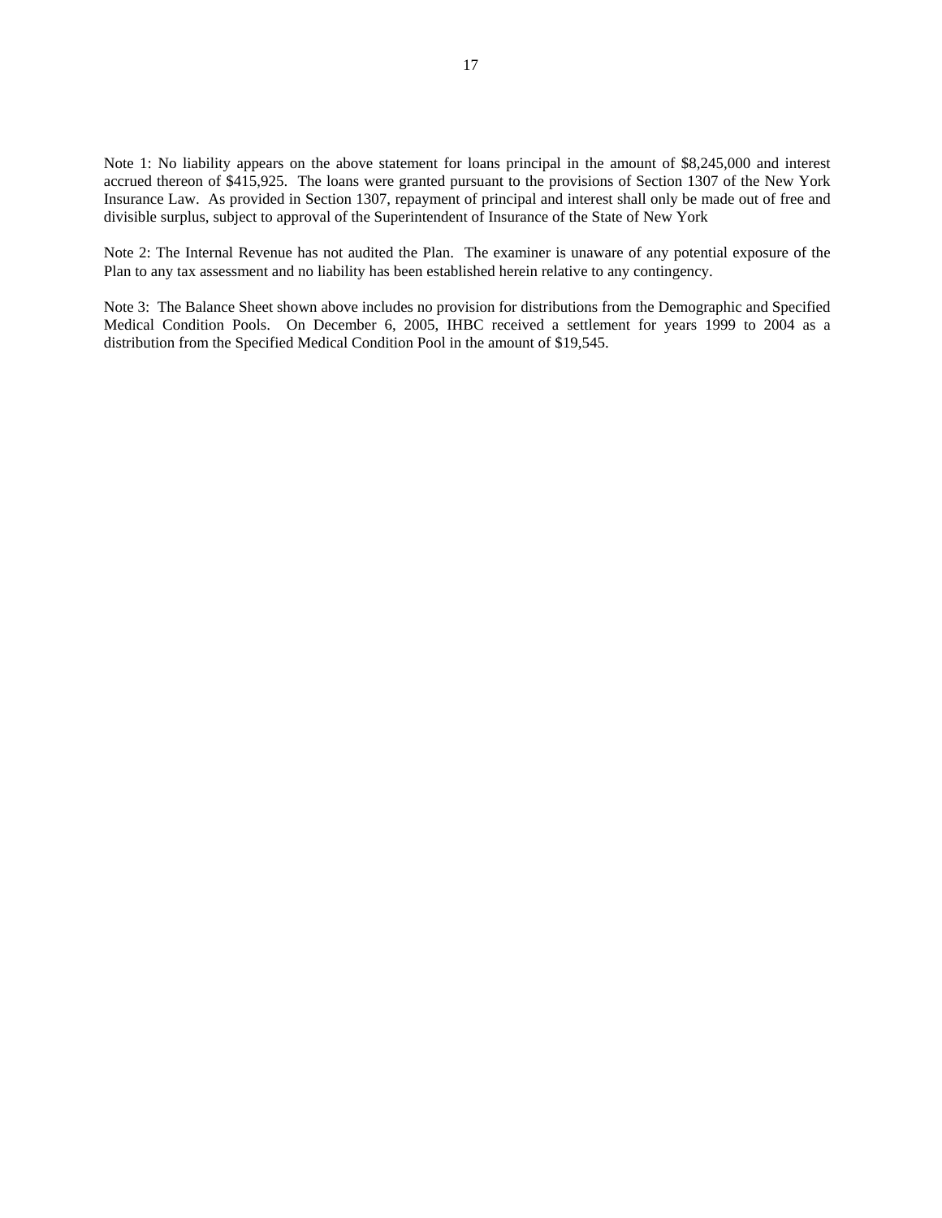Note 1: No liability appears on the above statement for loans principal in the amount of $8,245,000 and interest accrued thereon of $415,925. The loans were granted pursuant to the provisions of Section 1307 of the New York Insurance Law. As provided in Section 1307, repayment of principal and interest shall only be made out of free and divisible surplus, subject to approval of the Superintendent of Insurance of the State of New York

Note 2: The Internal Revenue has not audited the Plan. The examiner is unaware of any potential exposure of the Plan to any tax assessment and no liability has been established herein relative to any contingency.

Note 3: The Balance Sheet shown above includes no provision for distributions from the Demographic and Specified Medical Condition Pools. On December 6, 2005, IHBC received a settlement for years 1999 to 2004 as a distribution from the Specified Medical Condition Pool in the amount of $19,545.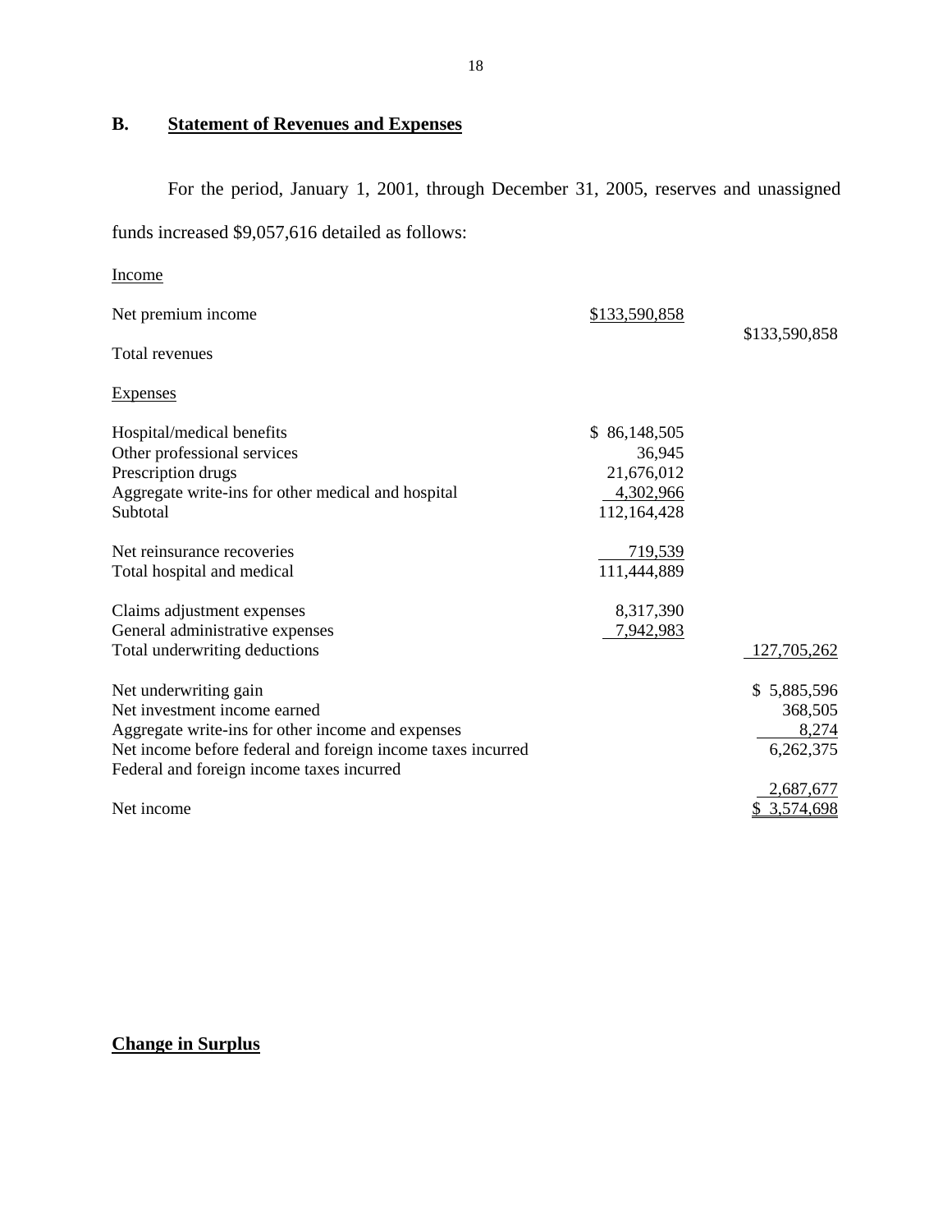## B. Statement of Revenues and Expenses

For the period, January 1, 2001, through December 31, 2005, reserves and unassigned funds increased $9,057,616 detailed as follows:

| | | |
|---|---|---|
| Income | | |
| Net premium income | $133,590,858 | $133,590,858 |
| Total revenues | | |
| Expenses | | |
| Hospital/medical benefits | $ 86,148,505 | |
| Other professional services | 36,945 | |
| Prescription drugs | 21,676,012 | |
| Aggregate write-ins for other medical and hospital | 4,302,966 | |
| Subtotal | 112,164,428 | |
| Net reinsurance recoveries | 719,539 | |
| Total hospital and medical | 111,444,889 | |
| Claims adjustment expenses | 8,317,390 | |
| General administrative expenses | 7,942,983 | |
| Total underwriting deductions | | 127,705,262 |
| Net underwriting gain | | $ 5,885,596 |
| Net investment income earned | | 368,505 |
| Aggregate write-ins for other income and expenses | | 8,274 |
| Net income before federal and foreign income taxes incurred | | 6,262,375 |
| Federal and foreign income taxes incurred | | 2,687,677 |
| Net income | | $ 3,574,698 |

**Change in Surplus**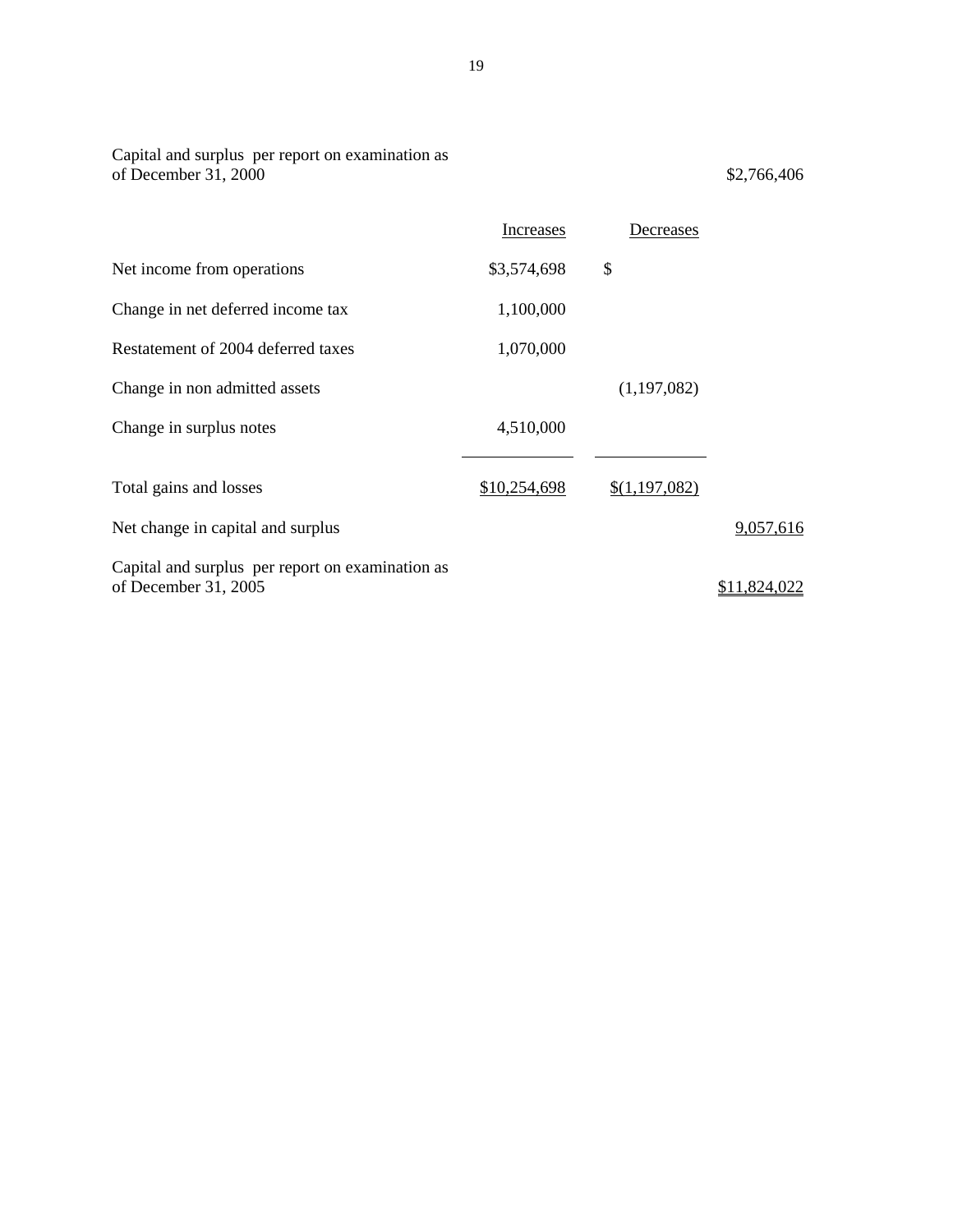| | Increases | Decreases | |
|---|---|---|---|
| Capital and surplus per report on examination as of December 31, 2000 | | | $2,766,406 |
| Net income from operations | $3,574,698 | $ | |
| Change in net deferred income tax | 1,100,000 | | |
| Restatement of 2004 deferred taxes | 1,070,000 | | |
| Change in non admitted assets | | (1,197,082) | |
| Change in surplus notes | 4,510,000 | | |
| Total gains and losses | $10,254,698 | $(1,197,082) | |
| Net change in capital and surplus | | | 9,057,616 |
| Capital and surplus per report on examination as of December 31, 2005 | | | $11,824,022 |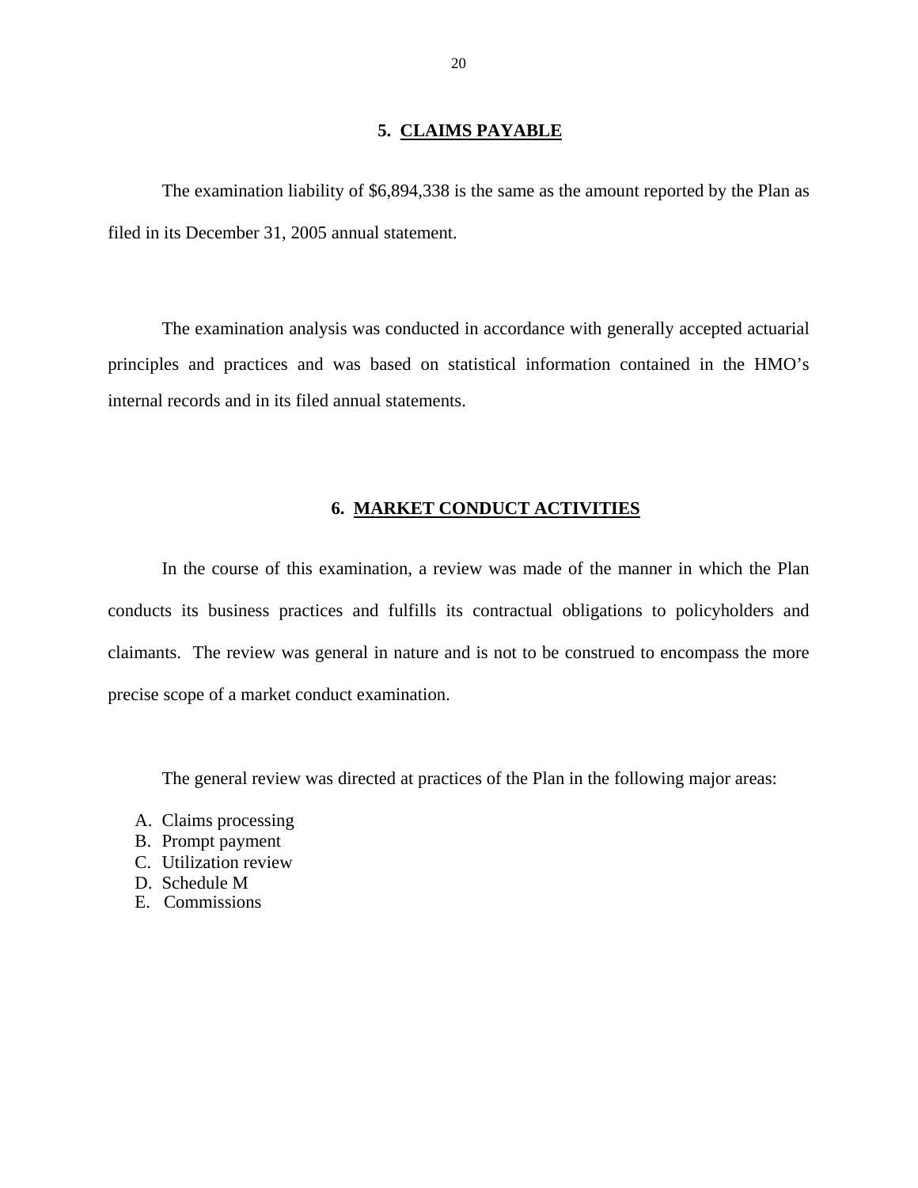## 5. CLAIMS PAYABLE

The examination liability of $6,894,338 is the same as the amount reported by the Plan as filed in its December 31, 2005 annual statement.

The examination analysis was conducted in accordance with generally accepted actuarial principles and practices and was based on statistical information contained in the HMO's internal records and in its filed annual statements.

## 6. MARKET CONDUCT ACTIVITIES

In the course of this examination, a review was made of the manner in which the Plan conducts its business practices and fulfills its contractual obligations to policyholders and claimants. The review was general in nature and is not to be construed to encompass the more precise scope of a market conduct examination.

The general review was directed at practices of the Plan in the following major areas:

A. Claims processing
B. Prompt payment
C. Utilization review
D. Schedule M
E. Commissions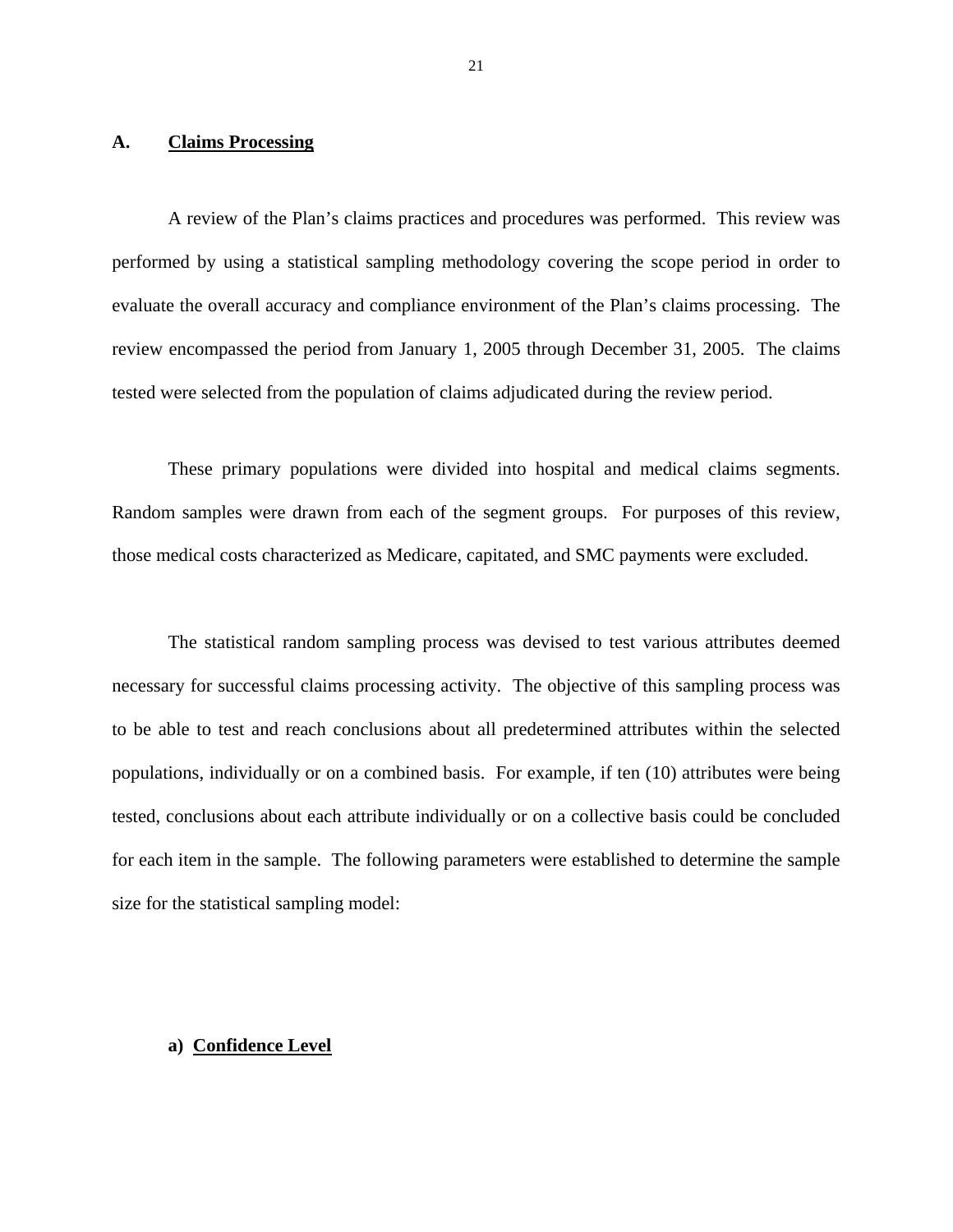## A. Claims Processing

A review of the Plan's claims practices and procedures was performed. This review was performed by using a statistical sampling methodology covering the scope period in order to evaluate the overall accuracy and compliance environment of the Plan's claims processing. The review encompassed the period from January 1, 2005 through December 31, 2005. The claims tested were selected from the population of claims adjudicated during the review period.

These primary populations were divided into hospital and medical claims segments. Random samples were drawn from each of the segment groups. For purposes of this review, those medical costs characterized as Medicare, capitated, and SMC payments were excluded.

The statistical random sampling process was devised to test various attributes deemed necessary for successful claims processing activity. The objective of this sampling process was to be able to test and reach conclusions about all predetermined attributes within the selected populations, individually or on a combined basis. For example, if ten (10) attributes were being tested, conclusions about each attribute individually or on a collective basis could be concluded for each item in the sample. The following parameters were established to determine the sample size for the statistical sampling model:

### a) Confidence Level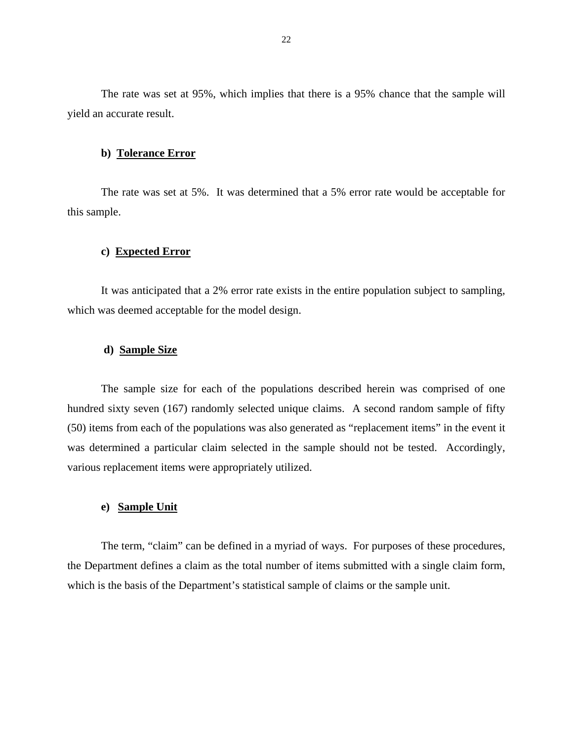The rate was set at 95%, which implies that there is a 95% chance that the sample will yield an accurate result.

**b) Tolerance Error**

The rate was set at 5%. It was determined that a 5% error rate would be acceptable for this sample.

**c) Expected Error**

It was anticipated that a 2% error rate exists in the entire population subject to sampling, which was deemed acceptable for the model design.

**d) Sample Size**

The sample size for each of the populations described herein was comprised of one hundred sixty seven (167) randomly selected unique claims. A second random sample of fifty (50) items from each of the populations was also generated as "replacement items" in the event it was determined a particular claim selected in the sample should not be tested. Accordingly, various replacement items were appropriately utilized.

**e) Sample Unit**

The term, "claim" can be defined in a myriad of ways. For purposes of these procedures, the Department defines a claim as the total number of items submitted with a single claim form, which is the basis of the Department's statistical sample of claims or the sample unit.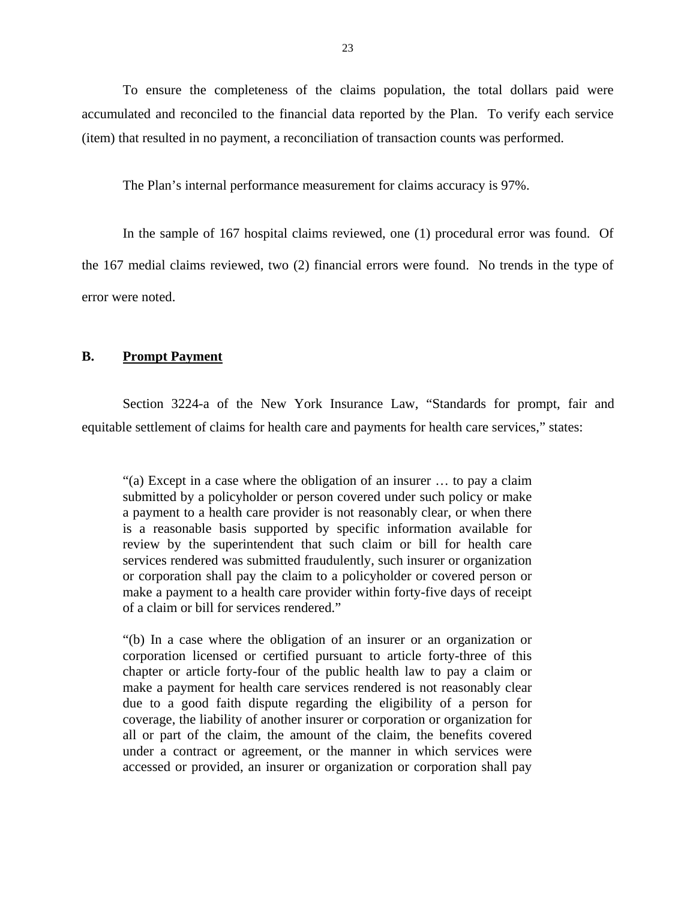To ensure the completeness of the claims population, the total dollars paid were accumulated and reconciled to the financial data reported by the Plan. To verify each service (item) that resulted in no payment, a reconciliation of transaction counts was performed.

The Plan's internal performance measurement for claims accuracy is 97%.

In the sample of 167 hospital claims reviewed, one (1) procedural error was found. Of the 167 medial claims reviewed, two (2) financial errors were found. No trends in the type of error were noted.

## B. Prompt Payment

Section 3224-a of the New York Insurance Law, "Standards for prompt, fair and equitable settlement of claims for health care and payments for health care services," states:

> "(a) Except in a case where the obligation of an insurer … to pay a claim submitted by a policyholder or person covered under such policy or make a payment to a health care provider is not reasonably clear, or when there is a reasonable basis supported by specific information available for review by the superintendent that such claim or bill for health care services rendered was submitted fraudulently, such insurer or organization or corporation shall pay the claim to a policyholder or covered person or make a payment to a health care provider within forty-five days of receipt of a claim or bill for services rendered."
>
> "(b) In a case where the obligation of an insurer or an organization or corporation licensed or certified pursuant to article forty-three of this chapter or article forty-four of the public health law to pay a claim or make a payment for health care services rendered is not reasonably clear due to a good faith dispute regarding the eligibility of a person for coverage, the liability of another insurer or corporation or organization for all or part of the claim, the amount of the claim, the benefits covered under a contract or agreement, or the manner in which services were accessed or provided, an insurer or organization or corporation shall pay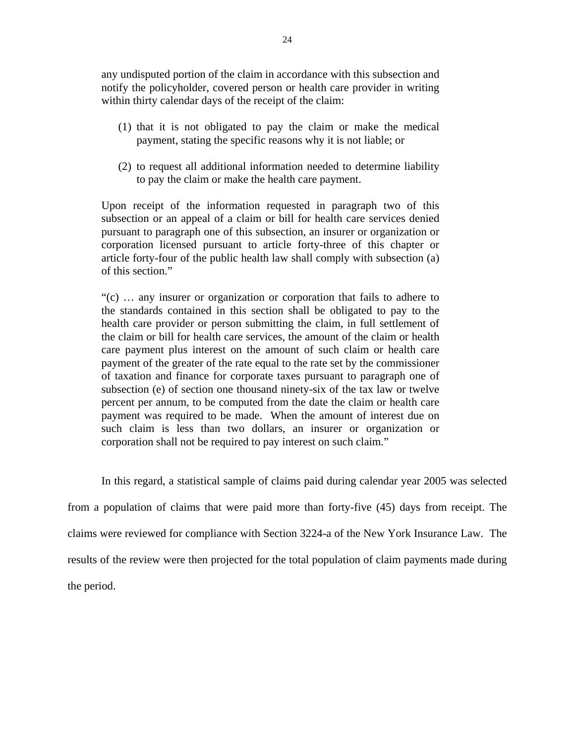> any undisputed portion of the claim in accordance with this subsection and notify the policyholder, covered person or health care provider in writing within thirty calendar days of the receipt of the claim:
>
> (1) that it is not obligated to pay the claim or make the medical payment, stating the specific reasons why it is not liable; or
>
> (2) to request all additional information needed to determine liability to pay the claim or make the health care payment.
>
> Upon receipt of the information requested in paragraph two of this subsection or an appeal of a claim or bill for health care services denied pursuant to paragraph one of this subsection, an insurer or organization or corporation licensed pursuant to article forty-three of this chapter or article forty-four of the public health law shall comply with subsection (a) of this section."
>
> "(c) … any insurer or organization or corporation that fails to adhere to the standards contained in this section shall be obligated to pay to the health care provider or person submitting the claim, in full settlement of the claim or bill for health care services, the amount of the claim or health care payment plus interest on the amount of such claim or health care payment of the greater of the rate equal to the rate set by the commissioner of taxation and finance for corporate taxes pursuant to paragraph one of subsection (e) of section one thousand ninety-six of the tax law or twelve percent per annum, to be computed from the date the claim or health care payment was required to be made. When the amount of interest due on such claim is less than two dollars, an insurer or organization or corporation shall not be required to pay interest on such claim."

In this regard, a statistical sample of claims paid during calendar year 2005 was selected from a population of claims that were paid more than forty-five (45) days from receipt. The claims were reviewed for compliance with Section 3224-a of the New York Insurance Law. The results of the review were then projected for the total population of claim payments made during the period.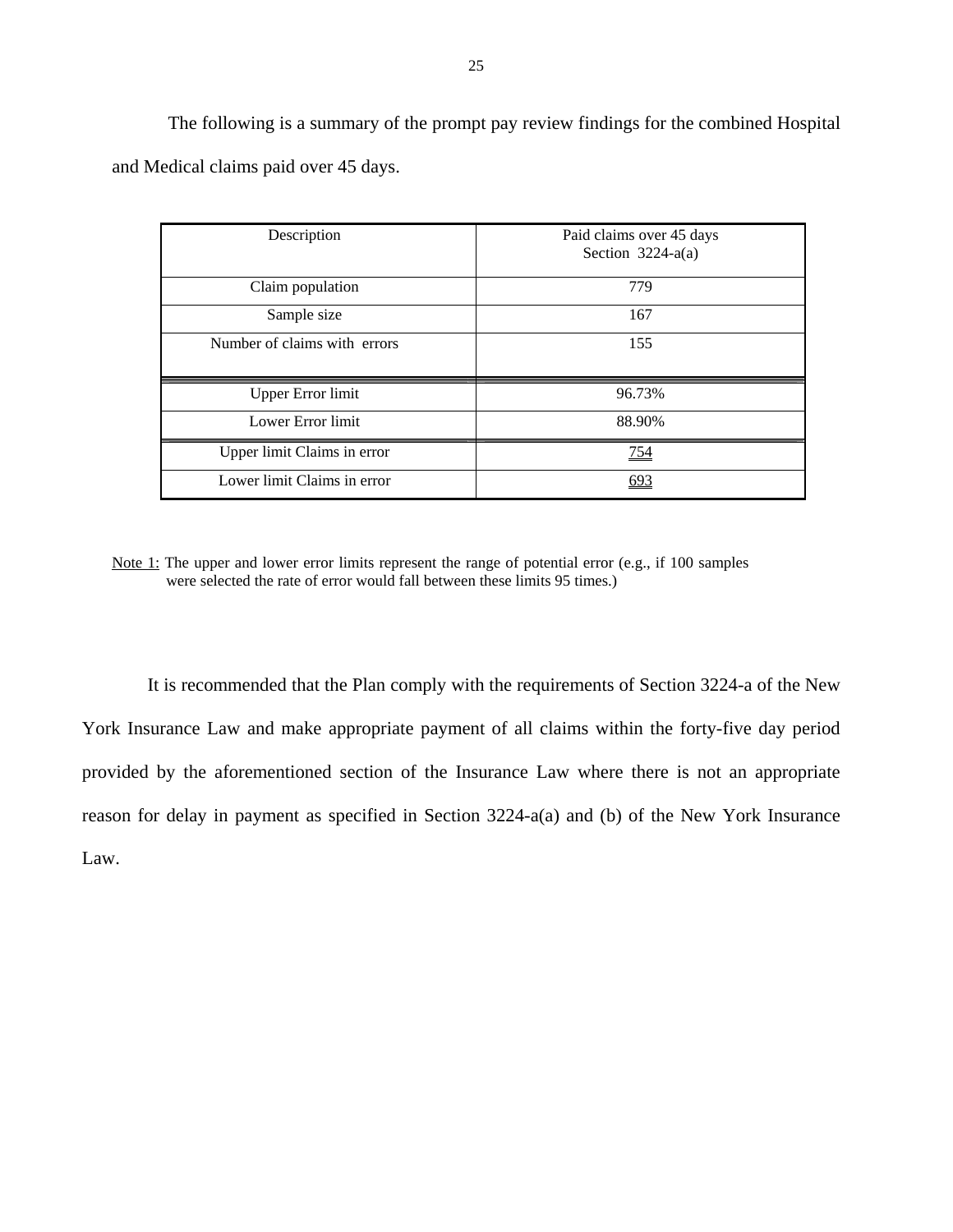The following is a summary of the prompt pay review findings for the combined Hospital and Medical claims paid over 45 days.

| Description | Paid claims over 45 days<br>Section 3224-a(a) |
|---|---|
| Claim population | 779 |
| Sample size | 167 |
| Number of claims with errors | 155 |
| Upper Error limit | 96.73% |
| Lower Error limit | 88.90% |
| Upper limit Claims in error | 754 |
| Lower limit Claims in error | 693 |

Note 1: The upper and lower error limits represent the range of potential error (e.g., if 100 samples were selected the rate of error would fall between these limits 95 times.)

It is recommended that the Plan comply with the requirements of Section 3224-a of the New York Insurance Law and make appropriate payment of all claims within the forty-five day period provided by the aforementioned section of the Insurance Law where there is not an appropriate reason for delay in payment as specified in Section 3224-a(a) and (b) of the New York Insurance Law.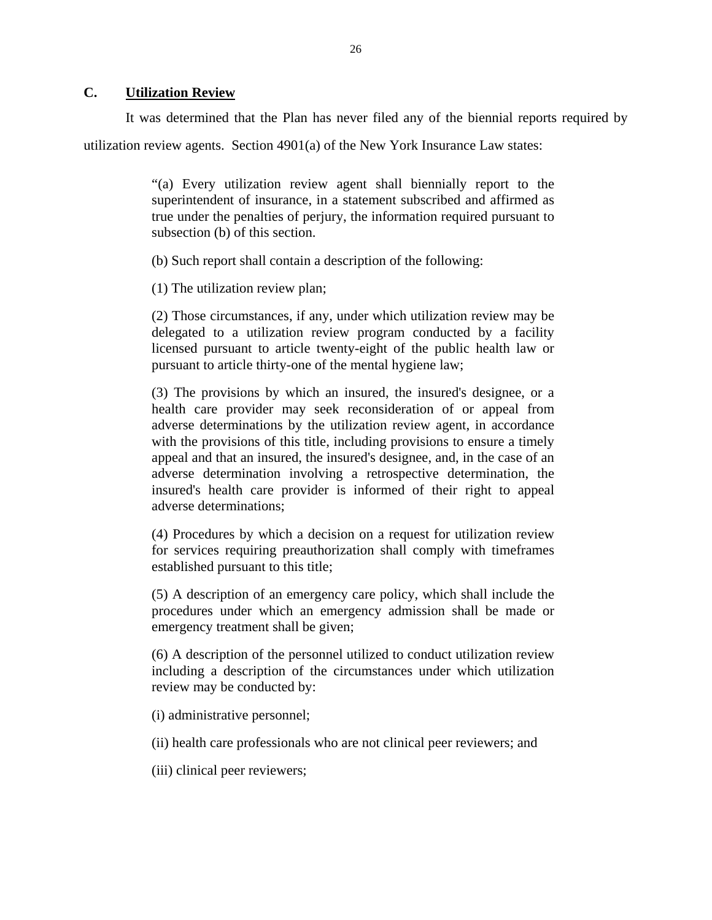## C. Utilization Review

It was determined that the Plan has never filed any of the biennial reports required by utilization review agents. Section 4901(a) of the New York Insurance Law states:

> "(a) Every utilization review agent shall biennially report to the superintendent of insurance, in a statement subscribed and affirmed as true under the penalties of perjury, the information required pursuant to subsection (b) of this section.
>
> (b) Such report shall contain a description of the following:
>
> (1) The utilization review plan;
>
> (2) Those circumstances, if any, under which utilization review may be delegated to a utilization review program conducted by a facility licensed pursuant to article twenty-eight of the public health law or pursuant to article thirty-one of the mental hygiene law;
>
> (3) The provisions by which an insured, the insured's designee, or a health care provider may seek reconsideration of or appeal from adverse determinations by the utilization review agent, in accordance with the provisions of this title, including provisions to ensure a timely appeal and that an insured, the insured's designee, and, in the case of an adverse determination involving a retrospective determination, the insured's health care provider is informed of their right to appeal adverse determinations;
>
> (4) Procedures by which a decision on a request for utilization review for services requiring preauthorization shall comply with timeframes established pursuant to this title;
>
> (5) A description of an emergency care policy, which shall include the procedures under which an emergency admission shall be made or emergency treatment shall be given;
>
> (6) A description of the personnel utilized to conduct utilization review including a description of the circumstances under which utilization review may be conducted by:
>
> (i) administrative personnel;
>
> (ii) health care professionals who are not clinical peer reviewers; and
>
> (iii) clinical peer reviewers;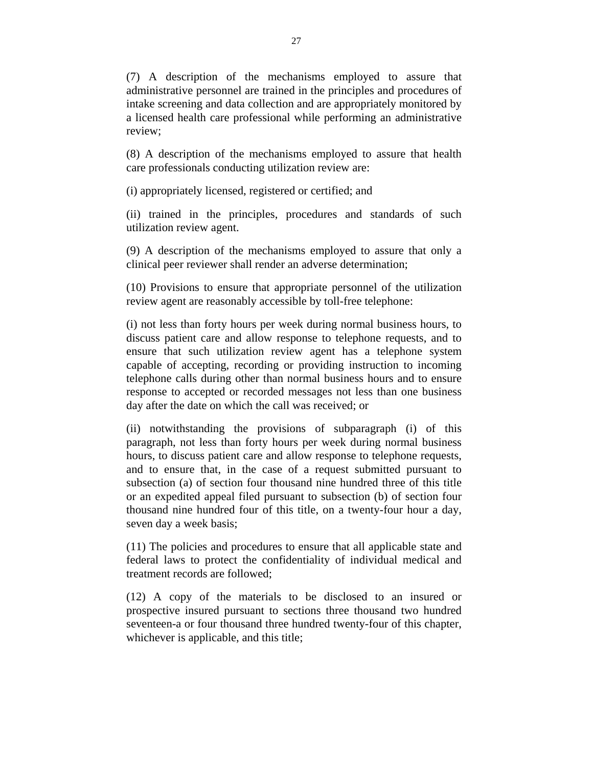(7) A description of the mechanisms employed to assure that administrative personnel are trained in the principles and procedures of intake screening and data collection and are appropriately monitored by a licensed health care professional while performing an administrative review;

(8) A description of the mechanisms employed to assure that health care professionals conducting utilization review are:

(i) appropriately licensed, registered or certified; and

(ii) trained in the principles, procedures and standards of such utilization review agent.

(9) A description of the mechanisms employed to assure that only a clinical peer reviewer shall render an adverse determination;

(10) Provisions to ensure that appropriate personnel of the utilization review agent are reasonably accessible by toll-free telephone:

(i) not less than forty hours per week during normal business hours, to discuss patient care and allow response to telephone requests, and to ensure that such utilization review agent has a telephone system capable of accepting, recording or providing instruction to incoming telephone calls during other than normal business hours and to ensure response to accepted or recorded messages not less than one business day after the date on which the call was received; or

(ii) notwithstanding the provisions of subparagraph (i) of this paragraph, not less than forty hours per week during normal business hours, to discuss patient care and allow response to telephone requests, and to ensure that, in the case of a request submitted pursuant to subsection (a) of section four thousand nine hundred three of this title or an expedited appeal filed pursuant to subsection (b) of section four thousand nine hundred four of this title, on a twenty-four hour a day, seven day a week basis;

(11) The policies and procedures to ensure that all applicable state and federal laws to protect the confidentiality of individual medical and treatment records are followed;

(12) A copy of the materials to be disclosed to an insured or prospective insured pursuant to sections three thousand two hundred seventeen-a or four thousand three hundred twenty-four of this chapter, whichever is applicable, and this title;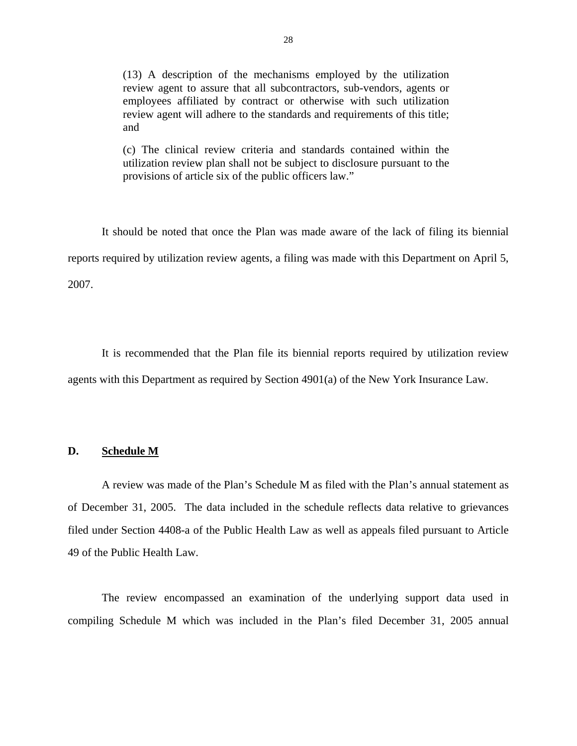> (13) A description of the mechanisms employed by the utilization review agent to assure that all subcontractors, sub-vendors, agents or employees affiliated by contract or otherwise with such utilization review agent will adhere to the standards and requirements of this title; and
>
> (c) The clinical review criteria and standards contained within the utilization review plan shall not be subject to disclosure pursuant to the provisions of article six of the public officers law."

It should be noted that once the Plan was made aware of the lack of filing its biennial reports required by utilization review agents, a filing was made with this Department on April 5, 2007.

It is recommended that the Plan file its biennial reports required by utilization review agents with this Department as required by Section 4901(a) of the New York Insurance Law.

## D. Schedule M

A review was made of the Plan's Schedule M as filed with the Plan's annual statement as of December 31, 2005. The data included in the schedule reflects data relative to grievances filed under Section 4408-a of the Public Health Law as well as appeals filed pursuant to Article 49 of the Public Health Law.

The review encompassed an examination of the underlying support data used in compiling Schedule M which was included in the Plan's filed December 31, 2005 annual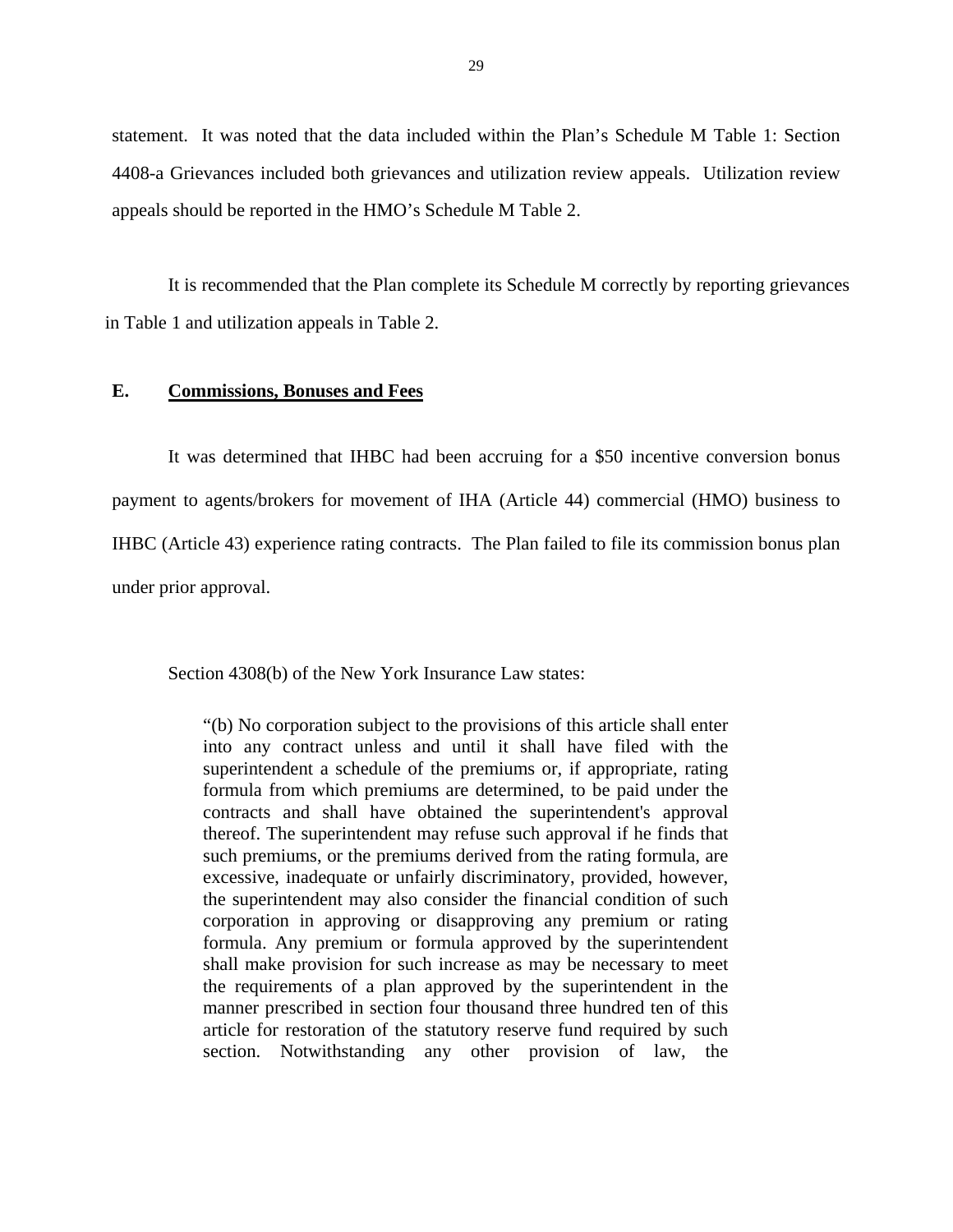statement. It was noted that the data included within the Plan's Schedule M Table 1: Section 4408-a Grievances included both grievances and utilization review appeals. Utilization review appeals should be reported in the HMO's Schedule M Table 2.

It is recommended that the Plan complete its Schedule M correctly by reporting grievances in Table 1 and utilization appeals in Table 2.

## E. Commissions, Bonuses and Fees

It was determined that IHBC had been accruing for a $50 incentive conversion bonus payment to agents/brokers for movement of IHA (Article 44) commercial (HMO) business to IHBC (Article 43) experience rating contracts. The Plan failed to file its commission bonus plan under prior approval.

Section 4308(b) of the New York Insurance Law states:

> "(b) No corporation subject to the provisions of this article shall enter into any contract unless and until it shall have filed with the superintendent a schedule of the premiums or, if appropriate, rating formula from which premiums are determined, to be paid under the contracts and shall have obtained the superintendent's approval thereof. The superintendent may refuse such approval if he finds that such premiums, or the premiums derived from the rating formula, are excessive, inadequate or unfairly discriminatory, provided, however, the superintendent may also consider the financial condition of such corporation in approving or disapproving any premium or rating formula. Any premium or formula approved by the superintendent shall make provision for such increase as may be necessary to meet the requirements of a plan approved by the superintendent in the manner prescribed in section four thousand three hundred ten of this article for restoration of the statutory reserve fund required by such section. Notwithstanding any other provision of law, the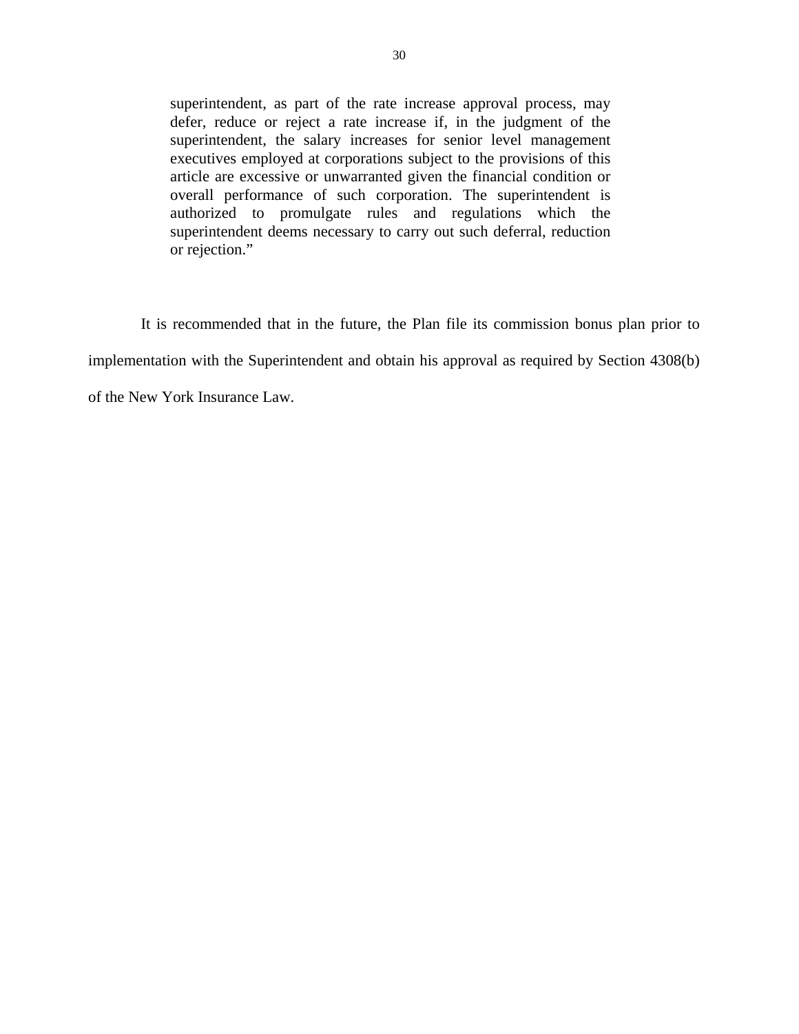> superintendent, as part of the rate increase approval process, may defer, reduce or reject a rate increase if, in the judgment of the superintendent, the salary increases for senior level management executives employed at corporations subject to the provisions of this article are excessive or unwarranted given the financial condition or overall performance of such corporation. The superintendent is authorized to promulgate rules and regulations which the superintendent deems necessary to carry out such deferral, reduction or rejection."

It is recommended that in the future, the Plan file its commission bonus plan prior to implementation with the Superintendent and obtain his approval as required by Section 4308(b) of the New York Insurance Law.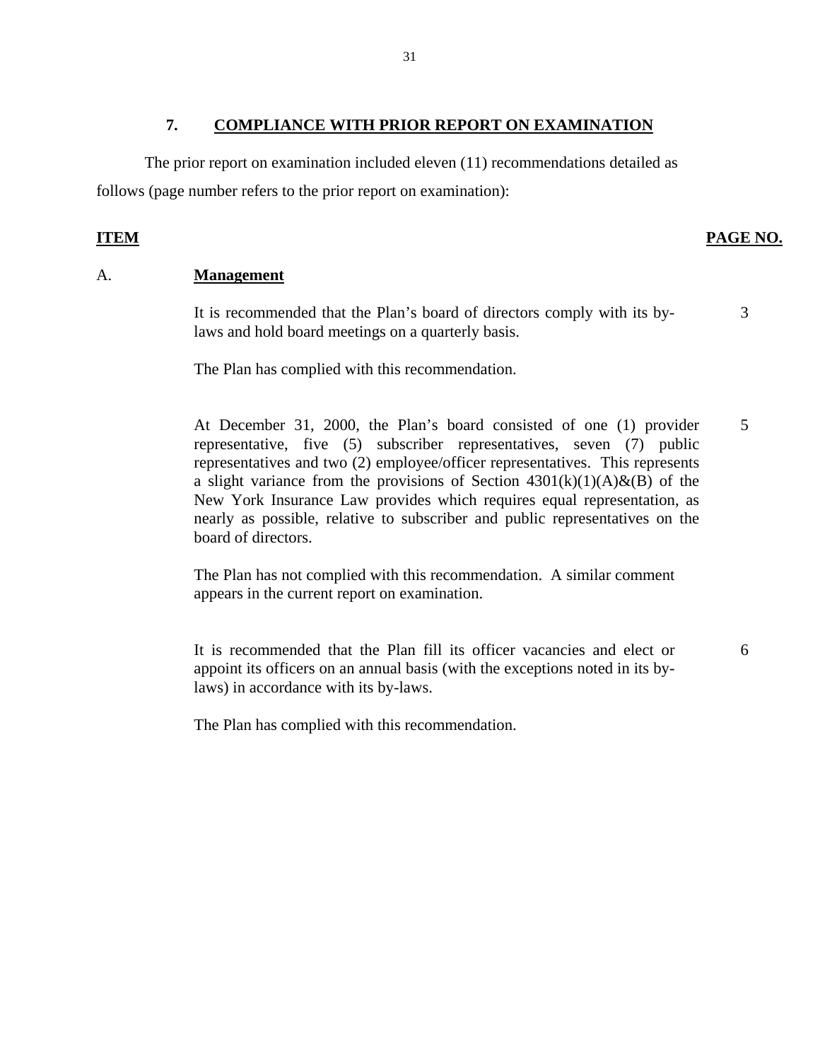## 7. COMPLIANCE WITH PRIOR REPORT ON EXAMINATION

The prior report on examination included eleven (11) recommendations detailed as follows (page number refers to the prior report on examination):

| **ITEM** | | **PAGE NO.** |
|---|---|---|
| A. | **Management** | |
| | It is recommended that the Plan's board of directors comply with its by-laws and hold board meetings on a quarterly basis. | 3 |
| | The Plan has complied with this recommendation. | |
| | At December 31, 2000, the Plan's board consisted of one (1) provider representative, five (5) subscriber representatives, seven (7) public representatives and two (2) employee/officer representatives. This represents a slight variance from the provisions of Section 4301(k)(1)(A)&(B) of the New York Insurance Law provides which requires equal representation, as nearly as possible, relative to subscriber and public representatives on the board of directors. | 5 |
| | The Plan has not complied with this recommendation. A similar comment appears in the current report on examination. | |
| | It is recommended that the Plan fill its officer vacancies and elect or appoint its officers on an annual basis (with the exceptions noted in its by-laws) in accordance with its by-laws. | 6 |
| | The Plan has complied with this recommendation. | |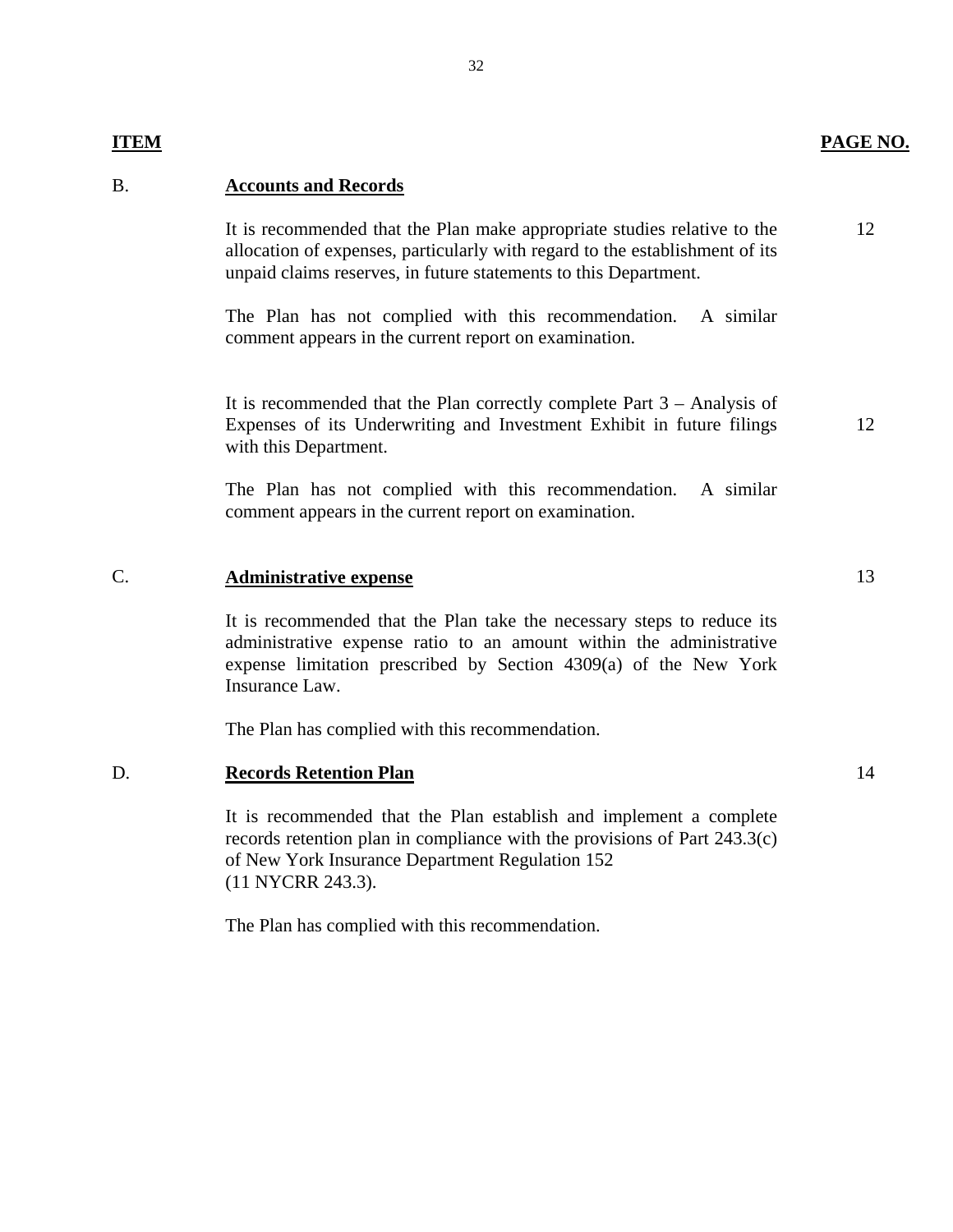| ITEM | | PAGE NO. |
|---|---|---|
| B. | **Accounts and Records** | |
| | It is recommended that the Plan make appropriate studies relative to the allocation of expenses, particularly with regard to the establishment of its unpaid claims reserves, in future statements to this Department. | 12 |
| | The Plan has not complied with this recommendation. A similar comment appears in the current report on examination. | |
| | It is recommended that the Plan correctly complete Part 3 – Analysis of Expenses of its Underwriting and Investment Exhibit in future filings with this Department. | 12 |
| | The Plan has not complied with this recommendation. A similar comment appears in the current report on examination. | |
| C. | **Administrative expense** | 13 |
| | It is recommended that the Plan take the necessary steps to reduce its administrative expense ratio to an amount within the administrative expense limitation prescribed by Section 4309(a) of the New York Insurance Law. | |
| | The Plan has complied with this recommendation. | |
| D. | **Records Retention Plan** | 14 |
| | It is recommended that the Plan establish and implement a complete records retention plan in compliance with the provisions of Part 243.3(c) of New York Insurance Department Regulation 152 (11 NYCRR 243.3). | |
| | The Plan has complied with this recommendation. | |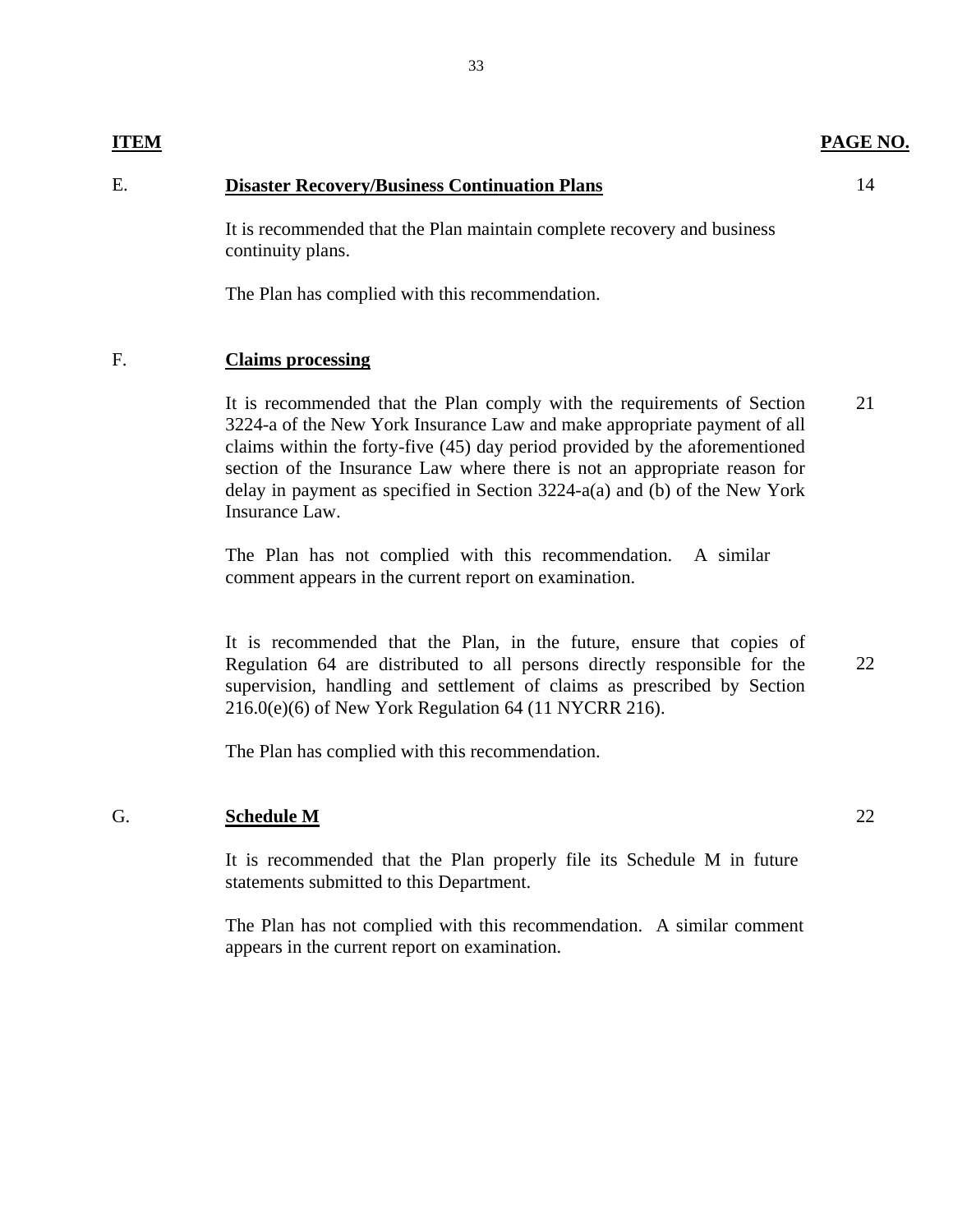| ITEM | | PAGE NO. |
|---|---|---|
| E. | **Disaster Recovery/Business Continuation Plans** | 14 |
| | It is recommended that the Plan maintain complete recovery and business continuity plans. | |
| | The Plan has complied with this recommendation. | |
| F. | **Claims processing** | |
| | It is recommended that the Plan comply with the requirements of Section 3224-a of the New York Insurance Law and make appropriate payment of all claims within the forty-five (45) day period provided by the aforementioned section of the Insurance Law where there is not an appropriate reason for delay in payment as specified in Section 3224-a(a) and (b) of the New York Insurance Law. | 21 |
| | The Plan has not complied with this recommendation. A similar comment appears in the current report on examination. | |
| | It is recommended that the Plan, in the future, ensure that copies of Regulation 64 are distributed to all persons directly responsible for the supervision, handling and settlement of claims as prescribed by Section 216.0(e)(6) of New York Regulation 64 (11 NYCRR 216). | 22 |
| | The Plan has complied with this recommendation. | |
| G. | **Schedule M** | 22 |
| | It is recommended that the Plan properly file its Schedule M in future statements submitted to this Department. | |
| | The Plan has not complied with this recommendation. A similar comment appears in the current report on examination. | |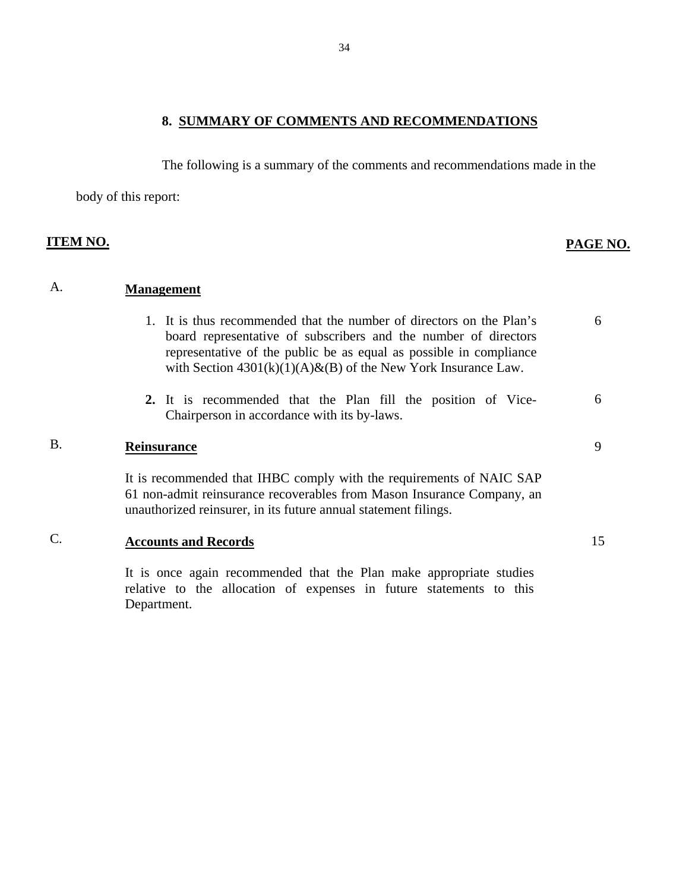## 8. SUMMARY OF COMMENTS AND RECOMMENDATIONS

The following is a summary of the comments and recommendations made in the body of this report:

| ITEM NO. | | PAGE NO. |
|---|---|---|
| A. | **Management** | |
| | 1. It is thus recommended that the number of directors on the Plan's board representative of subscribers and the number of directors representative of the public be as equal as possible in compliance with Section 4301(k)(1)(A)&(B) of the New York Insurance Law. | 6 |
| | **2.** It is recommended that the Plan fill the position of Vice-Chairperson in accordance with its by-laws. | 6 |
| B. | **Reinsurance** | 9 |
| | It is recommended that IHBC comply with the requirements of NAIC SAP 61 non-admit reinsurance recoverables from Mason Insurance Company, an unauthorized reinsurer, in its future annual statement filings. | |
| C. | **Accounts and Records** | 15 |
| | It is once again recommended that the Plan make appropriate studies relative to the allocation of expenses in future statements to this Department. | |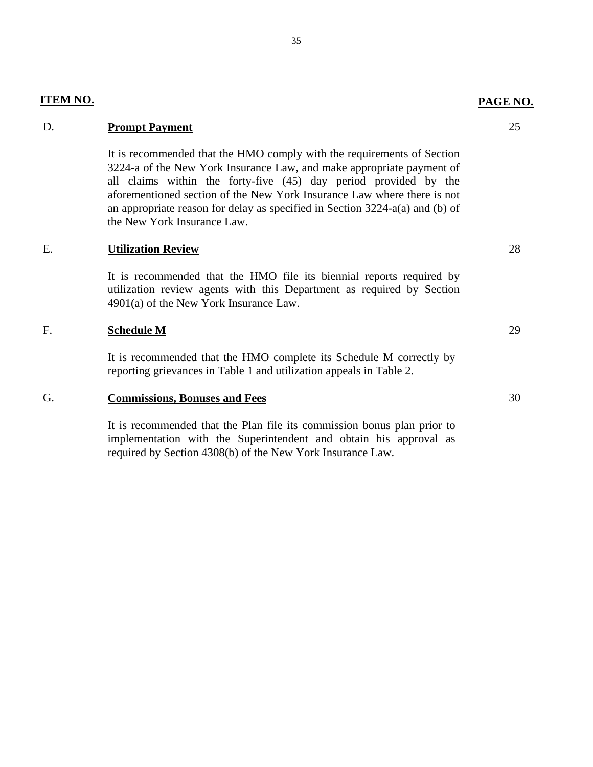| ITEM NO. | | PAGE NO. |
|---|---|---|
| D. | **Prompt Payment** | 25 |
| | It is recommended that the HMO comply with the requirements of Section 3224-a of the New York Insurance Law, and make appropriate payment of all claims within the forty-five (45) day period provided by the aforementioned section of the New York Insurance Law where there is not an appropriate reason for delay as specified in Section 3224-a(a) and (b) of the New York Insurance Law. | |
| E. | **Utilization Review** | 28 |
| | It is recommended that the HMO file its biennial reports required by utilization review agents with this Department as required by Section 4901(a) of the New York Insurance Law. | |
| F. | **Schedule M** | 29 |
| | It is recommended that the HMO complete its Schedule M correctly by reporting grievances in Table 1 and utilization appeals in Table 2. | |
| G. | **Commissions, Bonuses and Fees** | 30 |
| | It is recommended that the Plan file its commission bonus plan prior to implementation with the Superintendent and obtain his approval as required by Section 4308(b) of the New York Insurance Law. | |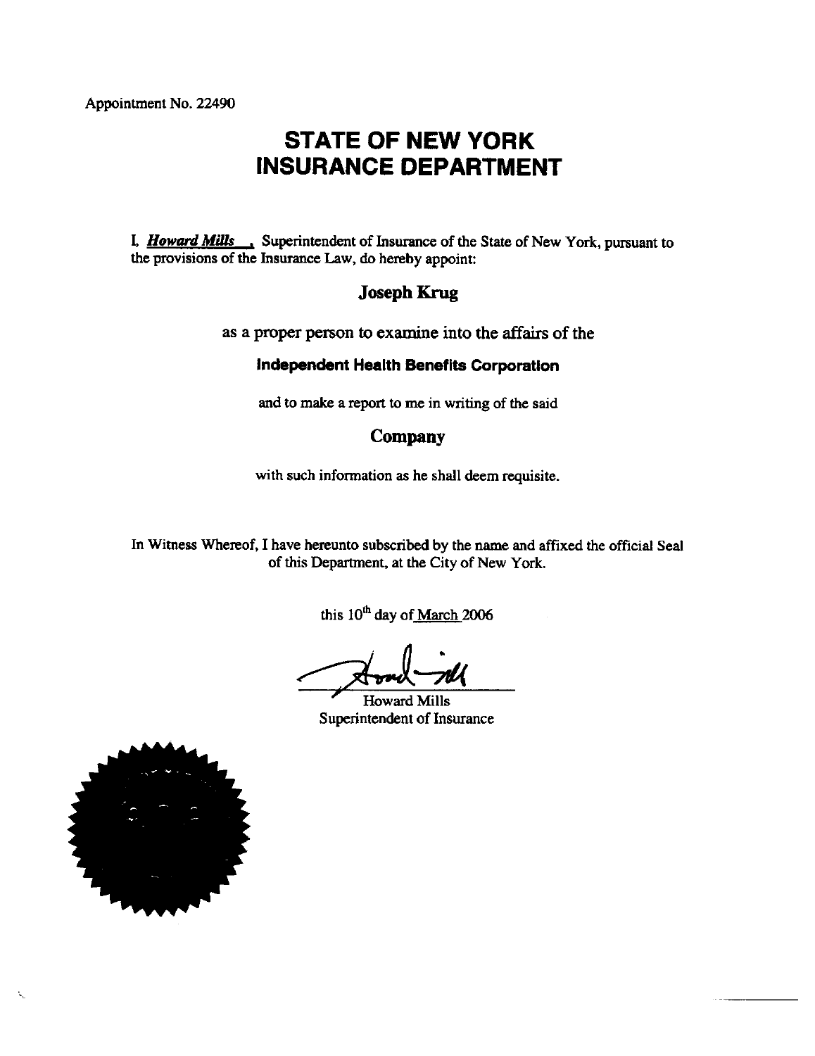Appointment No. 22490

# STATE OF NEW YORK
# INSURANCE DEPARTMENT

I, ***Howard Mills*** , Superintendent of Insurance of the State of New York, pursuant to the provisions of the Insurance Law, do hereby appoint:

**Joseph Krug**

as a proper person to examine into the affairs of the

**Independent Health Benefits Corporation**

and to make a report to me in writing of the said

**Company**

with such information as he shall deem requisite.

In Witness Whereof, I have hereunto subscribed by the name and affixed the official Seal of this Department, at the City of New York.

this 10th day of March 2006

Howard Mills
Superintendent of Insurance